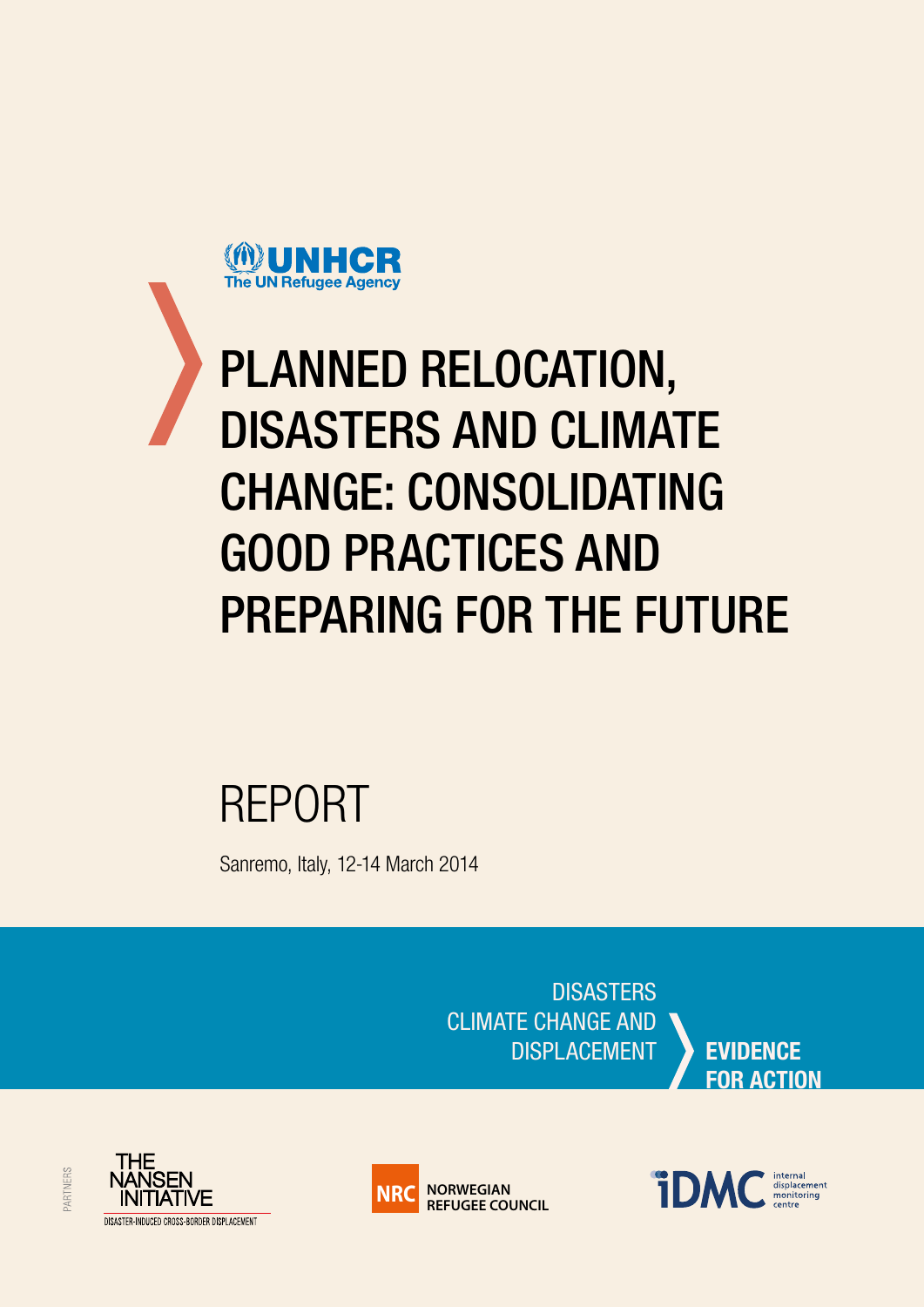UNHCR
The UN Refugee Agency

# PLANNED RELOCATION, DISASTERS AND CLIMATE CHANGE: CONSOLIDATING GOOD PRACTICES AND PREPARING FOR THE FUTURE

## REPORT

Sanremo, Italy, 12-14 March 2014

DISASTERS CLIMATE CHANGE AND DISPLACEMENT

**EVIDENCE FOR ACTION**

PARTNERS

THE NANSEN INITIATIVE
DISASTER-INDUCED CROSS-BORDER DISPLACEMENT

NRC NORWEGIAN REFUGEE COUNCIL

iDMC internal displacement monitoring centre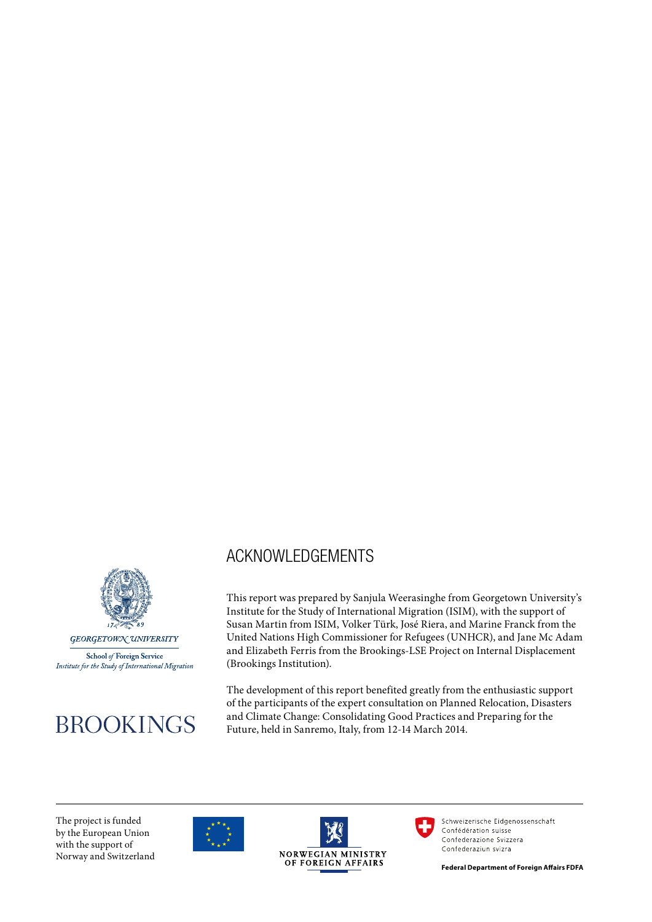GEORGETOWN UNIVERSITY

School *of* Foreign Service
*Institute for the Study of International Migration*

BROOKINGS

## ACKNOWLEDGEMENTS

This report was prepared by Sanjula Weerasinghe from Georgetown University's Institute for the Study of International Migration (ISIM), with the support of Susan Martin from ISIM, Volker Türk, José Riera, and Marine Franck from the United Nations High Commissioner for Refugees (UNHCR), and Jane Mc Adam and Elizabeth Ferris from the Brookings-LSE Project on Internal Displacement (Brookings Institution).

The development of this report benefited greatly from the enthusiastic support of the participants of the expert consultation on Planned Relocation, Disasters and Climate Change: Consolidating Good Practices and Preparing for the Future, held in Sanremo, Italy, from 12-14 March 2014.

The project is funded by the European Union with the support of Norway and Switzerland

NORWEGIAN MINISTRY OF FOREIGN AFFAIRS

Schweizerische Eidgenossenschaft
Confédération suisse
Confederazione Svizzera
Confederaziun svizra

**Federal Department of Foreign Affairs FDFA**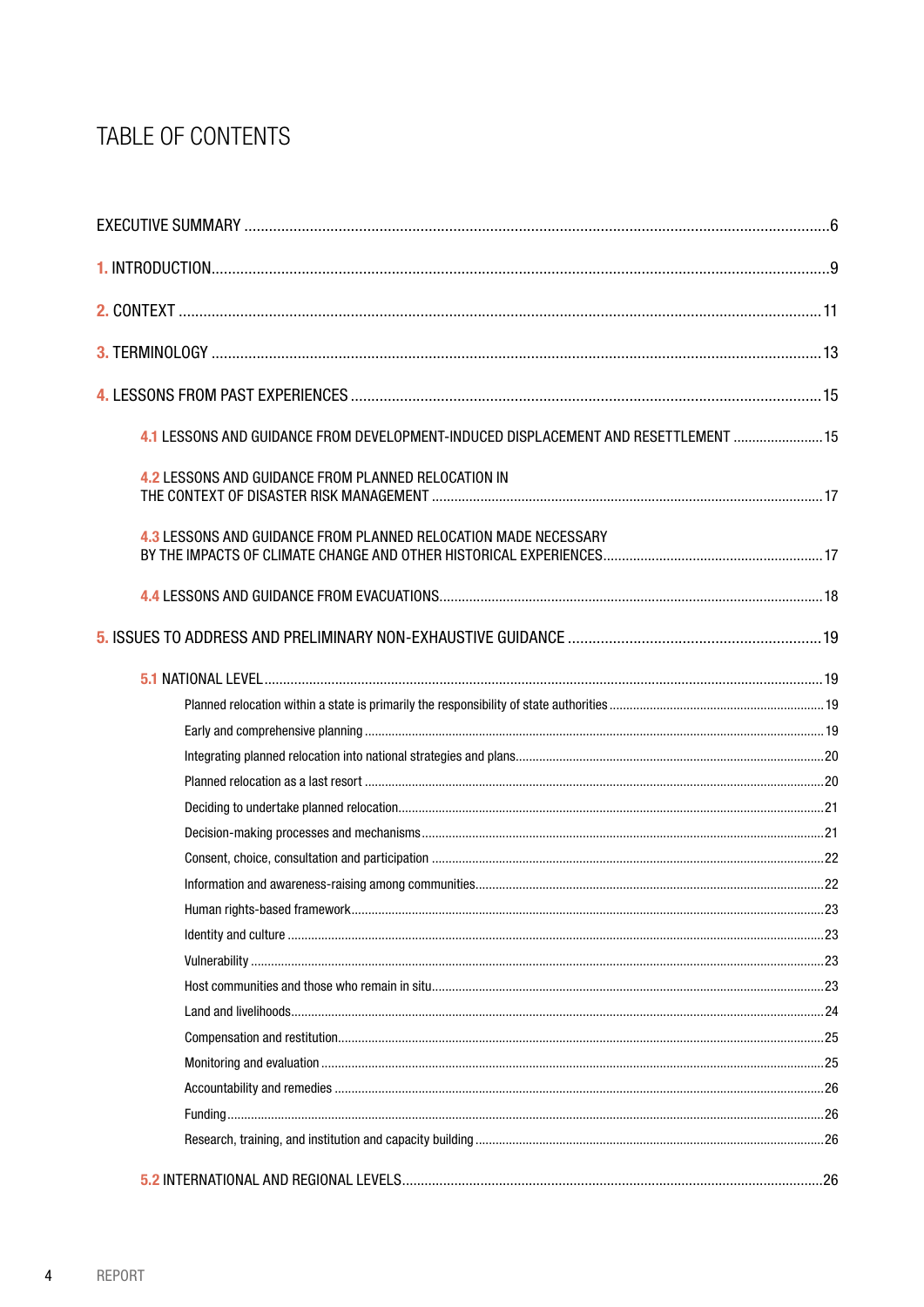# TABLE OF CONTENTS

- EXECUTIVE SUMMARY ....................................................................6
- 1. INTRODUCTION ....................................................................9
- 2. CONTEXT ....................................................................11
- 3. TERMINOLOGY ....................................................................13
- 4. LESSONS FROM PAST EXPERIENCES ....................................................................15
  - 4.1 LESSONS AND GUIDANCE FROM DEVELOPMENT-INDUCED DISPLACEMENT AND RESETTLEMENT ....................15
  - 4.2 LESSONS AND GUIDANCE FROM PLANNED RELOCATION IN THE CONTEXT OF DISASTER RISK MANAGEMENT ....................17
  - 4.3 LESSONS AND GUIDANCE FROM PLANNED RELOCATION MADE NECESSARY BY THE IMPACTS OF CLIMATE CHANGE AND OTHER HISTORICAL EXPERIENCES ....................17
  - 4.4 LESSONS AND GUIDANCE FROM EVACUATIONS ....................18
- 5. ISSUES TO ADDRESS AND PRELIMINARY NON-EXHAUSTIVE GUIDANCE ....................19
  - 5.1 NATIONAL LEVEL ....................19
    - Planned relocation within a state is primarily the responsibility of state authorities ....................19
    - Early and comprehensive planning ....................19
    - Integrating planned relocation into national strategies and plans ....................20
    - Planned relocation as a last resort ....................20
    - Deciding to undertake planned relocation ....................21
    - Decision-making processes and mechanisms ....................21
    - Consent, choice, consultation and participation ....................22
    - Information and awareness-raising among communities ....................22
    - Human rights-based framework ....................23
    - Identity and culture ....................23
    - Vulnerability ....................23
    - Host communities and those who remain in situ ....................23
    - Land and livelihoods ....................24
    - Compensation and restitution ....................25
    - Monitoring and evaluation ....................25
    - Accountability and remedies ....................26
    - Funding ....................26
    - Research, training, and institution and capacity building ....................26
  - 5.2 INTERNATIONAL AND REGIONAL LEVELS ....................26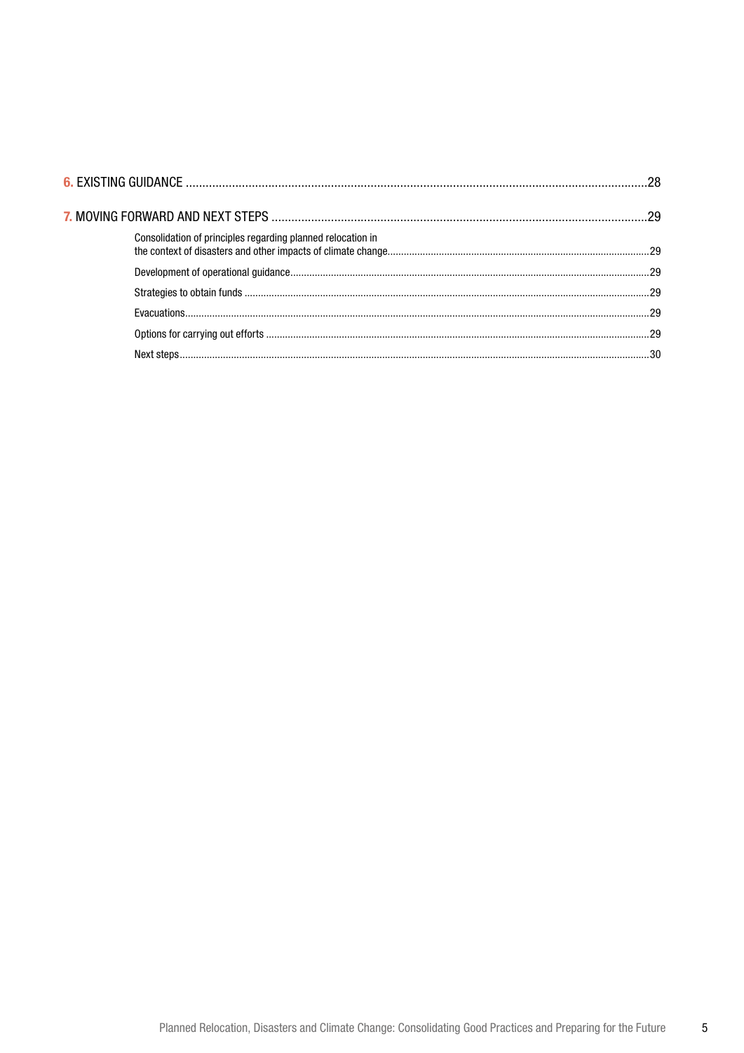6. EXISTING GUIDANCE .......................................................................................................................................28

7. MOVING FORWARD AND NEXT STEPS ...............................................................................................................29

- Consolidation of principles regarding planned relocation in the context of disasters and other impacts of climate change.......................................................................................29
- Development of operational guidance.......................................................................................................................29
- Strategies to obtain funds ...........................................................................................................................................29
- Evacuations.......................................................................................................................................................................29
- Options for carrying out efforts .................................................................................................................................29
- Next steps..........................................................................................................................................................................30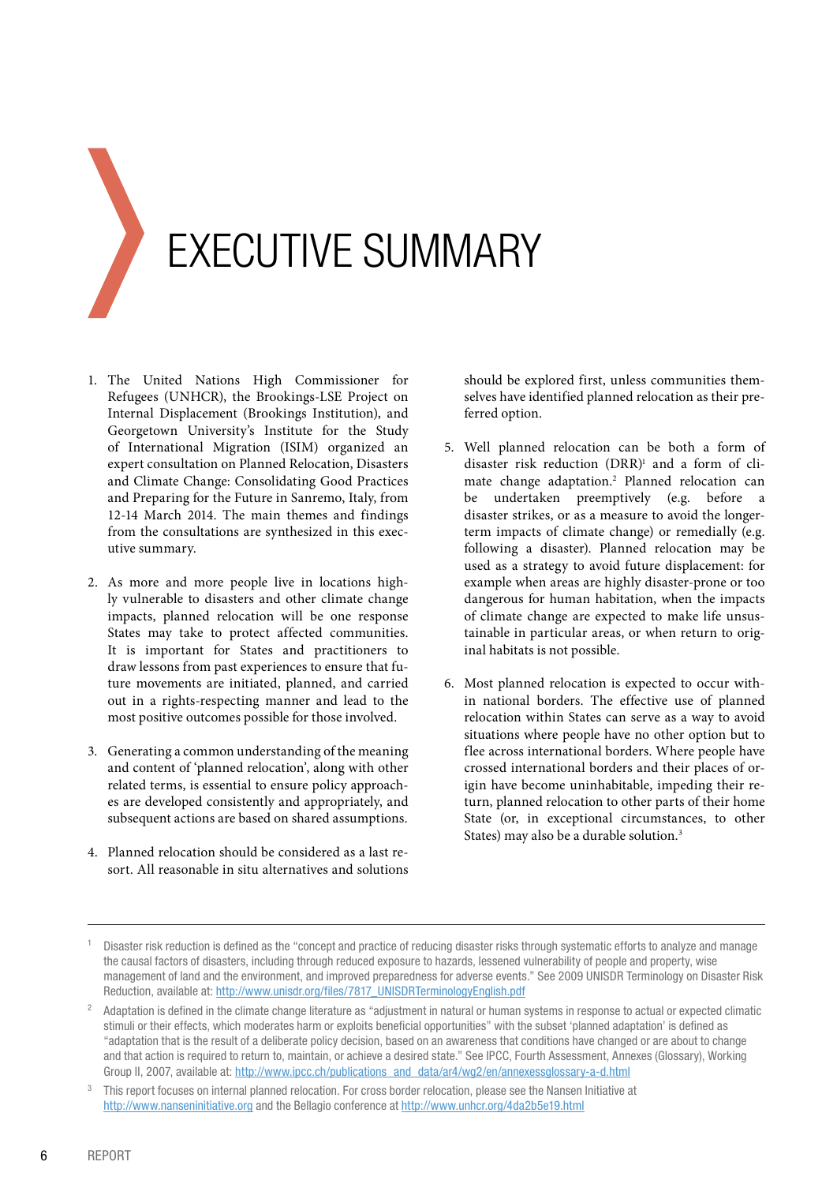# EXECUTIVE SUMMARY

1. The United Nations High Commissioner for Refugees (UNHCR), the Brookings-LSE Project on Internal Displacement (Brookings Institution), and Georgetown University's Institute for the Study of International Migration (ISIM) organized an expert consultation on Planned Relocation, Disasters and Climate Change: Consolidating Good Practices and Preparing for the Future in Sanremo, Italy, from 12-14 March 2014. The main themes and findings from the consultations are synthesized in this executive summary.

2. As more and more people live in locations highly vulnerable to disasters and other climate change impacts, planned relocation will be one response States may take to protect affected communities. It is important for States and practitioners to draw lessons from past experiences to ensure that future movements are initiated, planned, and carried out in a rights-respecting manner and lead to the most positive outcomes possible for those involved.

3. Generating a common understanding of the meaning and content of 'planned relocation', along with other related terms, is essential to ensure policy approaches are developed consistently and appropriately, and subsequent actions are based on shared assumptions.

4. Planned relocation should be considered as a last resort. All reasonable in situ alternatives and solutions should be explored first, unless communities themselves have identified planned relocation as their preferred option.

5. Well planned relocation can be both a form of disaster risk reduction (DRR)[1] and a form of climate change adaptation.[2] Planned relocation can be undertaken preemptively (e.g. before a disaster strikes, or as a measure to avoid the longer-term impacts of climate change) or remedially (e.g. following a disaster). Planned relocation may be used as a strategy to avoid future displacement: for example when areas are highly disaster-prone or too dangerous for human habitation, when the impacts of climate change are expected to make life unsustainable in particular areas, or when return to original habitats is not possible.

6. Most planned relocation is expected to occur within national borders. The effective use of planned relocation within States can serve as a way to avoid situations where people have no other option but to flee across international borders. Where people have crossed international borders and their places of origin have become uninhabitable, impeding their return, planned relocation to other parts of their home State (or, in exceptional circumstances, to other States) may also be a durable solution.[3]

---

[1] Disaster risk reduction is defined as the "concept and practice of reducing disaster risks through systematic efforts to analyze and manage the causal factors of disasters, including through reduced exposure to hazards, lessened vulnerability of people and property, wise management of land and the environment, and improved preparedness for adverse events." See 2009 UNISDR Terminology on Disaster Risk Reduction, available at: http://www.unisdr.org/files/7817_UNISDRTerminologyEnglish.pdf

[2] Adaptation is defined in the climate change literature as "adjustment in natural or human systems in response to actual or expected climatic stimuli or their effects, which moderates harm or exploits beneficial opportunities" with the subset 'planned adaptation' is defined as "adaptation that is the result of a deliberate policy decision, based on an awareness that conditions have changed or are about to change and that action is required to return to, maintain, or achieve a desired state." See IPCC, Fourth Assessment, Annexes (Glossary), Working Group II, 2007, available at: http://www.ipcc.ch/publications_and_data/ar4/wg2/en/annexessglossary-a-d.html

[3] This report focuses on internal planned relocation. For cross border relocation, please see the Nansen Initiative at http://www.nanseninitiative.org and the Bellagio conference at http://www.unhcr.org/4da2b5e19.html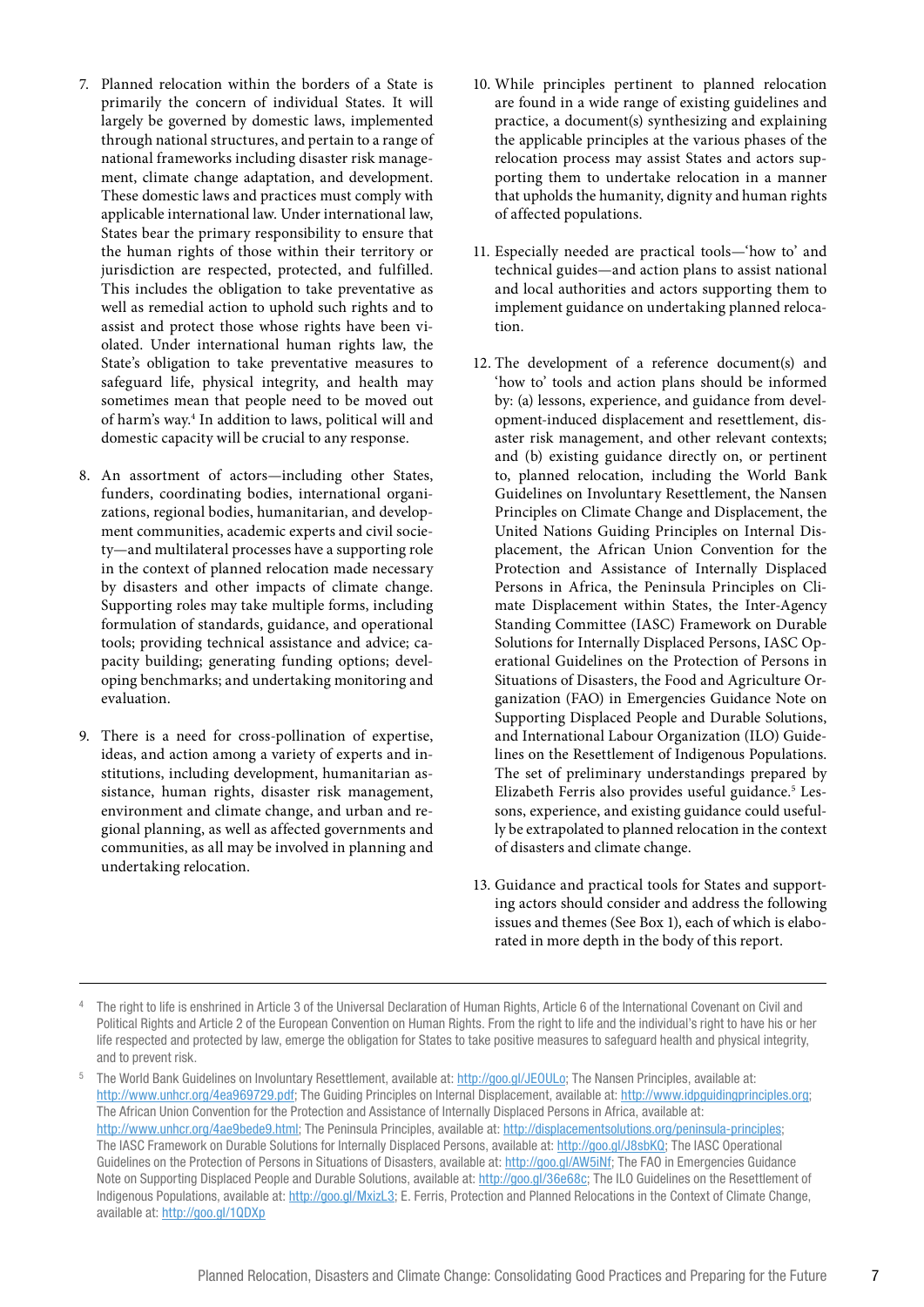7. Planned relocation within the borders of a State is primarily the concern of individual States. It will largely be governed by domestic laws, implemented through national structures, and pertain to a range of national frameworks including disaster risk management, climate change adaptation, and development. These domestic laws and practices must comply with applicable international law. Under international law, States bear the primary responsibility to ensure that the human rights of those within their territory or jurisdiction are respected, protected, and fulfilled. This includes the obligation to take preventative as well as remedial action to uphold such rights and to assist and protect those whose rights have been violated. Under international human rights law, the State's obligation to take preventative measures to safeguard life, physical integrity, and health may sometimes mean that people need to be moved out of harm's way.[4] In addition to laws, political will and domestic capacity will be crucial to any response.

8. An assortment of actors—including other States, funders, coordinating bodies, international organizations, regional bodies, humanitarian, and development communities, academic experts and civil society—and multilateral processes have a supporting role in the context of planned relocation made necessary by disasters and other impacts of climate change. Supporting roles may take multiple forms, including formulation of standards, guidance, and operational tools; providing technical assistance and advice; capacity building; generating funding options; developing benchmarks; and undertaking monitoring and evaluation.

9. There is a need for cross-pollination of expertise, ideas, and action among a variety of experts and institutions, including development, humanitarian assistance, human rights, disaster risk management, environment and climate change, and urban and regional planning, as well as affected governments and communities, as all may be involved in planning and undertaking relocation.

10. While principles pertinent to planned relocation are found in a wide range of existing guidelines and practice, a document(s) synthesizing and explaining the applicable principles at the various phases of the relocation process may assist States and actors supporting them to undertake relocation in a manner that upholds the humanity, dignity and human rights of affected populations.

11. Especially needed are practical tools—'how to' and technical guides—and action plans to assist national and local authorities and actors supporting them to implement guidance on undertaking planned relocation.

12. The development of a reference document(s) and 'how to' tools and action plans should be informed by: (a) lessons, experience, and guidance from development-induced displacement and resettlement, disaster risk management, and other relevant contexts; and (b) existing guidance directly on, or pertinent to, planned relocation, including the World Bank Guidelines on Involuntary Resettlement, the Nansen Principles on Climate Change and Displacement, the United Nations Guiding Principles on Internal Displacement, the African Union Convention for the Protection and Assistance of Internally Displaced Persons in Africa, the Peninsula Principles on Climate Displacement within States, the Inter-Agency Standing Committee (IASC) Framework on Durable Solutions for Internally Displaced Persons, IASC Operational Guidelines on the Protection of Persons in Situations of Disasters, the Food and Agriculture Organization (FAO) in Emergencies Guidance Note on Supporting Displaced People and Durable Solutions, and International Labour Organization (ILO) Guidelines on the Resettlement of Indigenous Populations. The set of preliminary understandings prepared by Elizabeth Ferris also provides useful guidance.[5] Lessons, experience, and existing guidance could usefully be extrapolated to planned relocation in the context of disasters and climate change.

13. Guidance and practical tools for States and supporting actors should consider and address the following issues and themes (See Box 1), each of which is elaborated in more depth in the body of this report.

---

[4] The right to life is enshrined in Article 3 of the Universal Declaration of Human Rights, Article 6 of the International Covenant on Civil and Political Rights and Article 2 of the European Convention on Human Rights. From the right to life and the individual's right to have his or her life respected and protected by law, emerge the obligation for States to take positive measures to safeguard health and physical integrity, and to prevent risk.

[5] The World Bank Guidelines on Involuntary Resettlement, available at: http://goo.gl/JEOULo; The Nansen Principles, available at: http://www.unhcr.org/4ea969729.pdf; The Guiding Principles on Internal Displacement, available at: http://www.idpguidingprinciples.org; The African Union Convention for the Protection and Assistance of Internally Displaced Persons in Africa, available at: http://www.unhcr.org/4ae9bede9.html; The Peninsula Principles, available at: http://displacementsolutions.org/peninsula-principles; The IASC Framework on Durable Solutions for Internally Displaced Persons, available at: http://goo.gl/J8sbKQ; The IASC Operational Guidelines on the Protection of Persons in Situations of Disasters, available at: http://goo.gl/AW5iNf; The FAO in Emergencies Guidance Note on Supporting Displaced People and Durable Solutions, available at: http://goo.gl/36e68c; The ILO Guidelines on the Resettlement of Indigenous Populations, available at: http://goo.gl/MxizL3; E. Ferris, Protection and Planned Relocations in the Context of Climate Change, available at: http://goo.gl/1QDXp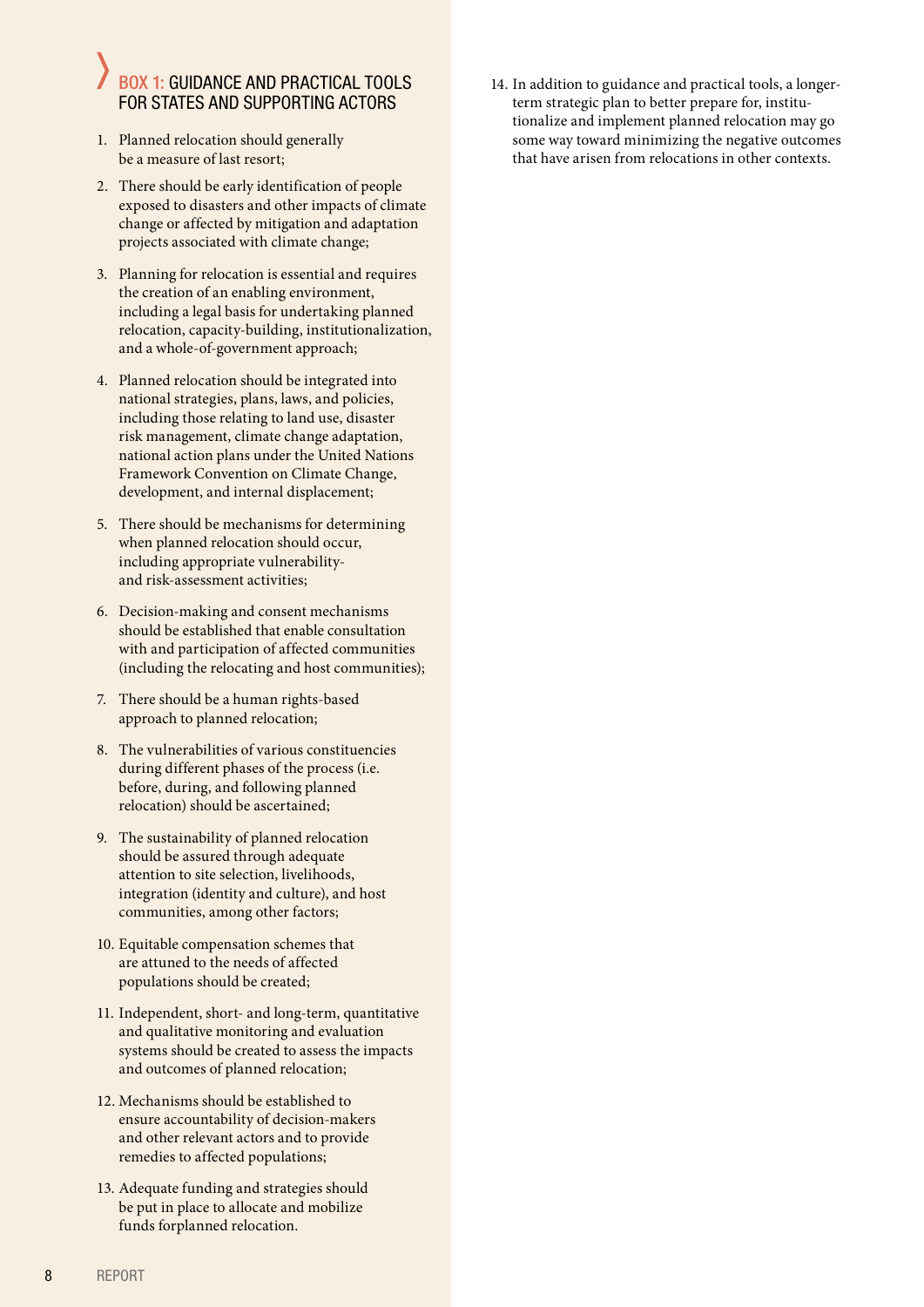### BOX 1: GUIDANCE AND PRACTICAL TOOLS FOR STATES AND SUPPORTING ACTORS

1. Planned relocation should generally be a measure of last resort;
2. There should be early identification of people exposed to disasters and other impacts of climate change or affected by mitigation and adaptation projects associated with climate change;
3. Planning for relocation is essential and requires the creation of an enabling environment, including a legal basis for undertaking planned relocation, capacity-building, institutionalization, and a whole-of-government approach;
4. Planned relocation should be integrated into national strategies, plans, laws, and policies, including those relating to land use, disaster risk management, climate change adaptation, national action plans under the United Nations Framework Convention on Climate Change, development, and internal displacement;
5. There should be mechanisms for determining when planned relocation should occur, including appropriate vulnerability- and risk-assessment activities;
6. Decision-making and consent mechanisms should be established that enable consultation with and participation of affected communities (including the relocating and host communities);
7. There should be a human rights-based approach to planned relocation;
8. The vulnerabilities of various constituencies during different phases of the process (i.e. before, during, and following planned relocation) should be ascertained;
9. The sustainability of planned relocation should be assured through adequate attention to site selection, livelihoods, integration (identity and culture), and host communities, among other factors;
10. Equitable compensation schemes that are attuned to the needs of affected populations should be created;
11. Independent, short- and long-term, quantitative and qualitative monitoring and evaluation systems should be created to assess the impacts and outcomes of planned relocation;
12. Mechanisms should be established to ensure accountability of decision-makers and other relevant actors and to provide remedies to affected populations;
13. Adequate funding and strategies should be put in place to allocate and mobilize funds forplanned relocation.
14. In addition to guidance and practical tools, a longer-term strategic plan to better prepare for, institutionalize and implement planned relocation may go some way toward minimizing the negative outcomes that have arisen from relocations in other contexts.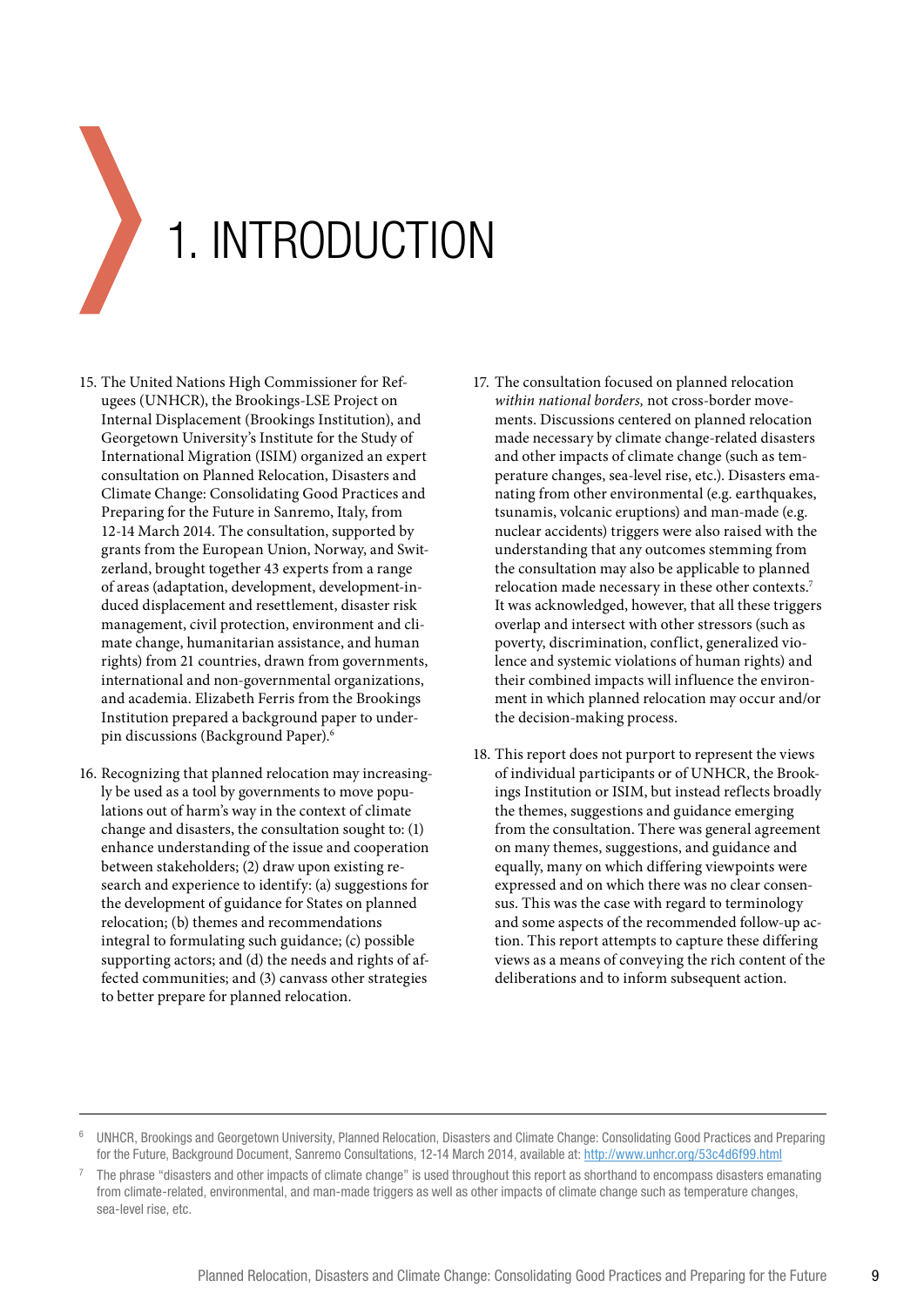# 1. INTRODUCTION

15. The United Nations High Commissioner for Refugees (UNHCR), the Brookings-LSE Project on Internal Displacement (Brookings Institution), and Georgetown University's Institute for the Study of International Migration (ISIM) organized an expert consultation on Planned Relocation, Disasters and Climate Change: Consolidating Good Practices and Preparing for the Future in Sanremo, Italy, from 12-14 March 2014. The consultation, supported by grants from the European Union, Norway, and Switzerland, brought together 43 experts from a range of areas (adaptation, development, development-induced displacement and resettlement, disaster risk management, civil protection, environment and climate change, humanitarian assistance, and human rights) from 21 countries, drawn from governments, international and non-governmental organizations, and academia. Elizabeth Ferris from the Brookings Institution prepared a background paper to underpin discussions (Background Paper).[6]

16. Recognizing that planned relocation may increasingly be used as a tool by governments to move populations out of harm's way in the context of climate change and disasters, the consultation sought to: (1) enhance understanding of the issue and cooperation between stakeholders; (2) draw upon existing research and experience to identify: (a) suggestions for the development of guidance for States on planned relocation; (b) themes and recommendations integral to formulating such guidance; (c) possible supporting actors; and (d) the needs and rights of affected communities; and (3) canvass other strategies to better prepare for planned relocation.

17. The consultation focused on planned relocation *within national borders,* not cross-border movements. Discussions centered on planned relocation made necessary by climate change-related disasters and other impacts of climate change (such as temperature changes, sea-level rise, etc.). Disasters emanating from other environmental (e.g. earthquakes, tsunamis, volcanic eruptions) and man-made (e.g. nuclear accidents) triggers were also raised with the understanding that any outcomes stemming from the consultation may also be applicable to planned relocation made necessary in these other contexts.[7] It was acknowledged, however, that all these triggers overlap and intersect with other stressors (such as poverty, discrimination, conflict, generalized violence and systemic violations of human rights) and their combined impacts will influence the environment in which planned relocation may occur and/or the decision-making process.

18. This report does not purport to represent the views of individual participants or of UNHCR, the Brookings Institution or ISIM, but instead reflects broadly the themes, suggestions and guidance emerging from the consultation. There was general agreement on many themes, suggestions, and guidance and equally, many on which differing viewpoints were expressed and on which there was no clear consensus. This was the case with regard to terminology and some aspects of the recommended follow-up action. This report attempts to capture these differing views as a means of conveying the rich content of the deliberations and to inform subsequent action.

---

[6] UNHCR, Brookings and Georgetown University, Planned Relocation, Disasters and Climate Change: Consolidating Good Practices and Preparing for the Future, Background Document, Sanremo Consultations, 12-14 March 2014, available at: http://www.unhcr.org/53c4d6f99.html

[7] The phrase "disasters and other impacts of climate change" is used throughout this report as shorthand to encompass disasters emanating from climate-related, environmental, and man-made triggers as well as other impacts of climate change such as temperature changes, sea-level rise, etc.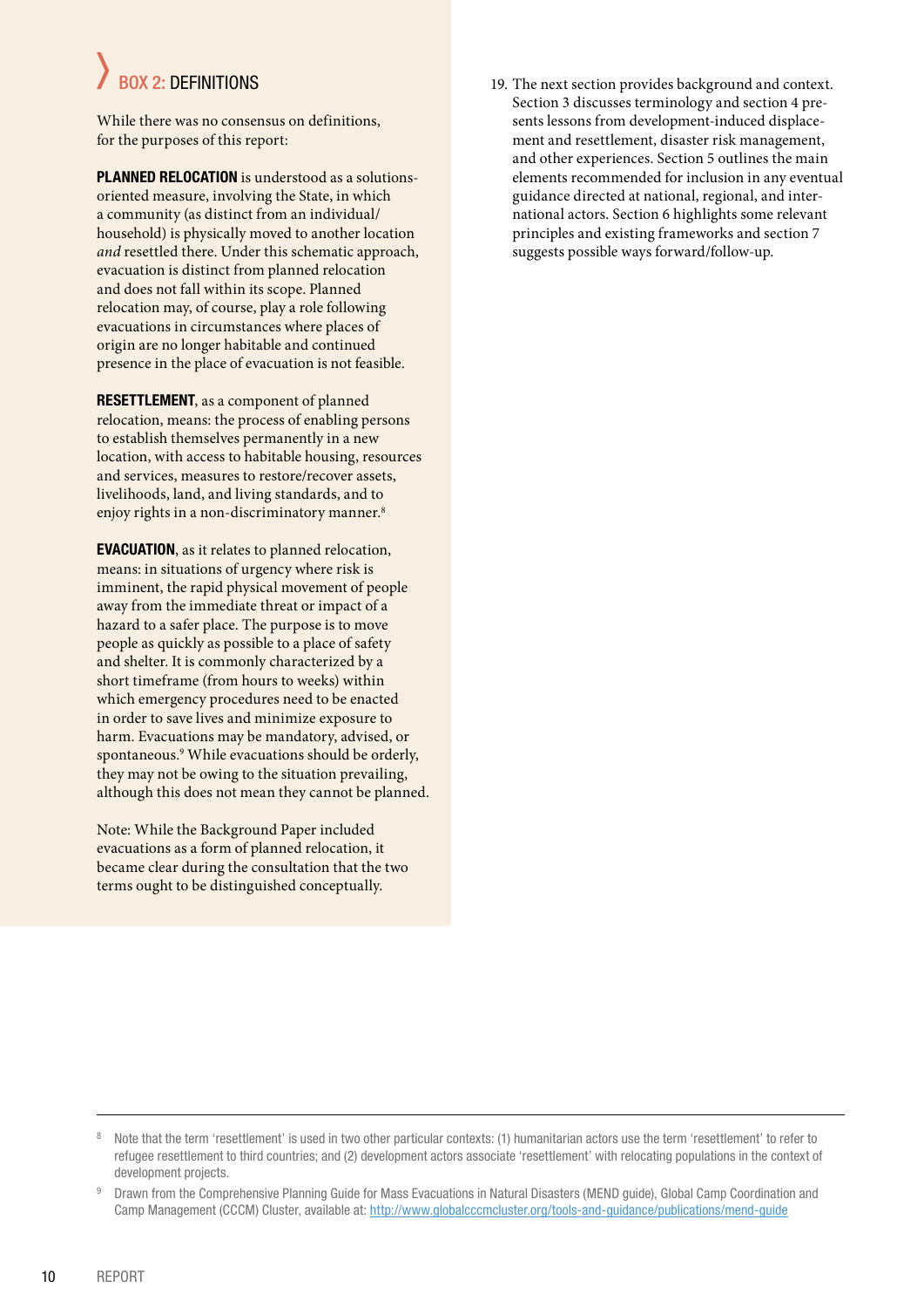## BOX 2: DEFINITIONS

While there was no consensus on definitions, for the purposes of this report:

**PLANNED RELOCATION** is understood as a solutions-oriented measure, involving the State, in which a community (as distinct from an individual/household) is physically moved to another location *and* resettled there. Under this schematic approach, evacuation is distinct from planned relocation and does not fall within its scope. Planned relocation may, of course, play a role following evacuations in circumstances where places of origin are no longer habitable and continued presence in the place of evacuation is not feasible.

**RESETTLEMENT**, as a component of planned relocation, means: the process of enabling persons to establish themselves permanently in a new location, with access to habitable housing, resources and services, measures to restore/recover assets, livelihoods, land, and living standards, and to enjoy rights in a non-discriminatory manner.[8]

**EVACUATION**, as it relates to planned relocation, means: in situations of urgency where risk is imminent, the rapid physical movement of people away from the immediate threat or impact of a hazard to a safer place. The purpose is to move people as quickly as possible to a place of safety and shelter. It is commonly characterized by a short timeframe (from hours to weeks) within which emergency procedures need to be enacted in order to save lives and minimize exposure to harm. Evacuations may be mandatory, advised, or spontaneous.[9] While evacuations should be orderly, they may not be owing to the situation prevailing, although this does not mean they cannot be planned.

Note: While the Background Paper included evacuations as a form of planned relocation, it became clear during the consultation that the two terms ought to be distinguished conceptually.

19. The next section provides background and context. Section 3 discusses terminology and section 4 presents lessons from development-induced displacement and resettlement, disaster risk management, and other experiences. Section 5 outlines the main elements recommended for inclusion in any eventual guidance directed at national, regional, and international actors. Section 6 highlights some relevant principles and existing frameworks and section 7 suggests possible ways forward/follow-up.

---

[8] Note that the term 'resettlement' is used in two other particular contexts: (1) humanitarian actors use the term 'resettlement' to refer to refugee resettlement to third countries; and (2) development actors associate 'resettlement' with relocating populations in the context of development projects.

[9] Drawn from the Comprehensive Planning Guide for Mass Evacuations in Natural Disasters (MEND guide), Global Camp Coordination and Camp Management (CCCM) Cluster, available at: http://www.globalcccmcluster.org/tools-and-guidance/publications/mend-guide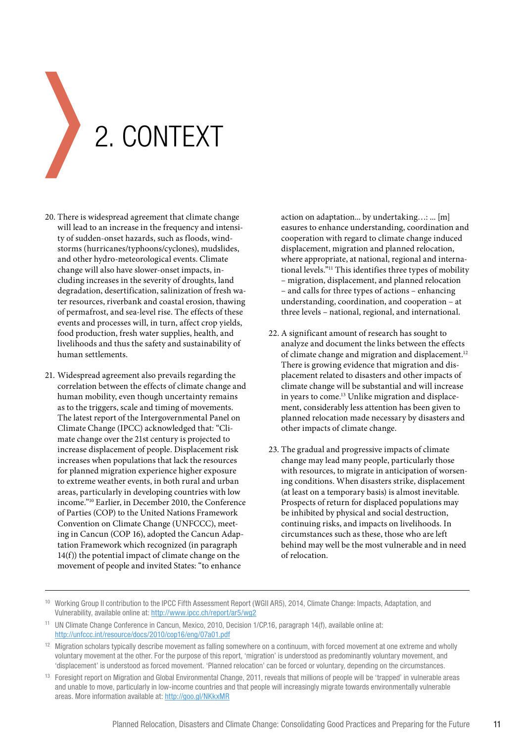# 2. CONTEXT

20. There is widespread agreement that climate change will lead to an increase in the frequency and intensity of sudden-onset hazards, such as floods, windstorms (hurricanes/typhoons/cyclones), mudslides, and other hydro-meteorological events. Climate change will also have slower-onset impacts, including increases in the severity of droughts, land degradation, desertification, salinization of fresh water resources, riverbank and coastal erosion, thawing of permafrost, and sea-level rise. The effects of these events and processes will, in turn, affect crop yields, food production, fresh water supplies, health, and livelihoods and thus the safety and sustainability of human settlements.

21. Widespread agreement also prevails regarding the correlation between the effects of climate change and human mobility, even though uncertainty remains as to the triggers, scale and timing of movements. The latest report of the Intergovernmental Panel on Climate Change (IPCC) acknowledged that: "Climate change over the 21st century is projected to increase displacement of people. Displacement risk increases when populations that lack the resources for planned migration experience higher exposure to extreme weather events, in both rural and urban areas, particularly in developing countries with low income."[10] Earlier, in December 2010, the Conference of Parties (COP) to the United Nations Framework Convention on Climate Change (UNFCCC), meeting in Cancun (COP 16), adopted the Cancun Adaptation Framework which recognized (in paragraph 14(f)) the potential impact of climate change on the movement of people and invited States: "to enhance action on adaptation... by undertaking…: ... [m]easures to enhance understanding, coordination and cooperation with regard to climate change induced displacement, migration and planned relocation, where appropriate, at national, regional and international levels."[11] This identifies three types of mobility – migration, displacement, and planned relocation – and calls for three types of actions – enhancing understanding, coordination, and cooperation – at three levels – national, regional, and international.

22. A significant amount of research has sought to analyze and document the links between the effects of climate change and migration and displacement.[12] There is growing evidence that migration and displacement related to disasters and other impacts of climate change will be substantial and will increase in years to come.[13] Unlike migration and displacement, considerably less attention has been given to planned relocation made necessary by disasters and other impacts of climate change.

23. The gradual and progressive impacts of climate change may lead many people, particularly those with resources, to migrate in anticipation of worsening conditions. When disasters strike, displacement (at least on a temporary basis) is almost inevitable. Prospects of return for displaced populations may be inhibited by physical and social destruction, continuing risks, and impacts on livelihoods. In circumstances such as these, those who are left behind may well be the most vulnerable and in need of relocation.

---

[10] Working Group II contribution to the IPCC Fifth Assessment Report (WGII AR5), 2014, Climate Change: Impacts, Adaptation, and Vulnerability, available online at: http://www.ipcc.ch/report/ar5/wg2

[11] UN Climate Change Conference in Cancun, Mexico, 2010, Decision 1/CP.16, paragraph 14(f), available online at: http://unfccc.int/resource/docs/2010/cop16/eng/07a01.pdf

[12] Migration scholars typically describe movement as falling somewhere on a continuum, with forced movement at one extreme and wholly voluntary movement at the other. For the purpose of this report, 'migration' is understood as predominantly voluntary movement, and 'displacement' is understood as forced movement. 'Planned relocation' can be forced or voluntary, depending on the circumstances.

[13] Foresight report on Migration and Global Environmental Change, 2011, reveals that millions of people will be 'trapped' in vulnerable areas and unable to move, particularly in low-income countries and that people will increasingly migrate towards environmentally vulnerable areas. More information available at: http://goo.gl/NKkxMR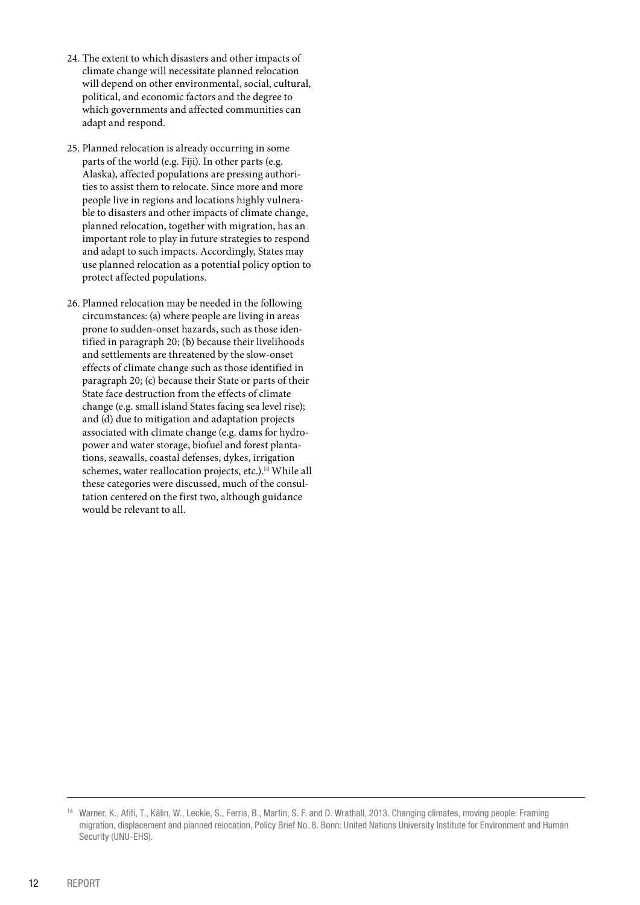24. The extent to which disasters and other impacts of climate change will necessitate planned relocation will depend on other environmental, social, cultural, political, and economic factors and the degree to which governments and affected communities can adapt and respond.

25. Planned relocation is already occurring in some parts of the world (e.g. Fiji). In other parts (e.g. Alaska), affected populations are pressing authorities to assist them to relocate. Since more and more people live in regions and locations highly vulnerable to disasters and other impacts of climate change, planned relocation, together with migration, has an important role to play in future strategies to respond and adapt to such impacts. Accordingly, States may use planned relocation as a potential policy option to protect affected populations.

26. Planned relocation may be needed in the following circumstances: (a) where people are living in areas prone to sudden-onset hazards, such as those identified in paragraph 20; (b) because their livelihoods and settlements are threatened by the slow-onset effects of climate change such as those identified in paragraph 20; (c) because their State or parts of their State face destruction from the effects of climate change (e.g. small island States facing sea level rise); and (d) due to mitigation and adaptation projects associated with climate change (e.g. dams for hydropower and water storage, biofuel and forest plantations, seawalls, coastal defenses, dykes, irrigation schemes, water reallocation projects, etc.).[14] While all these categories were discussed, much of the consultation centered on the first two, although guidance would be relevant to all.

---

[14] Warner, K., Afifi, T., Kälin, W., Leckie, S., Ferris, B., Martin, S. F. and D. Wrathall, 2013. Changing climates, moving people: Framing migration, displacement and planned relocation, Policy Brief No. 8. Bonn: United Nations University Institute for Environment and Human Security (UNU-EHS).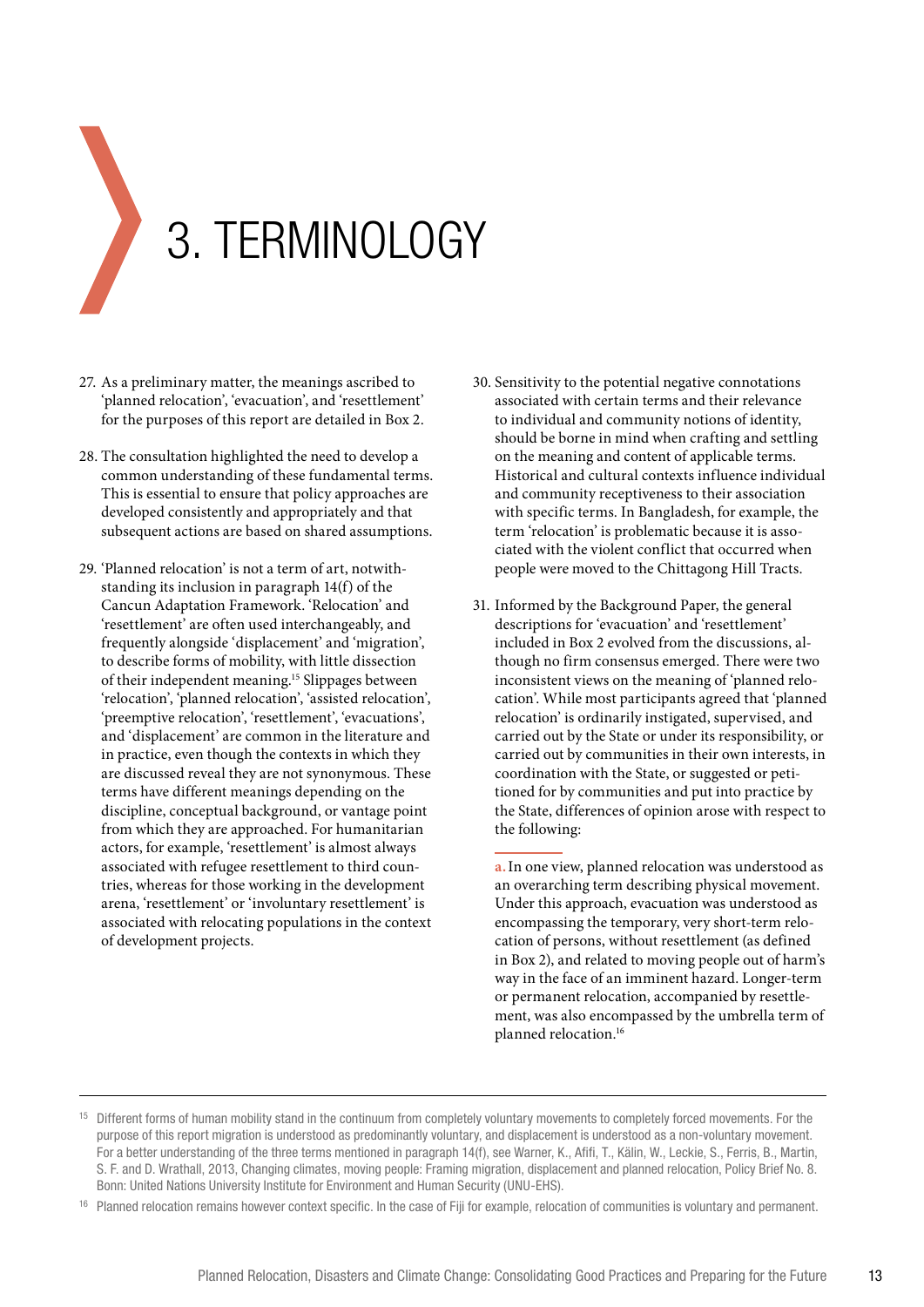# 3. TERMINOLOGY

27. As a preliminary matter, the meanings ascribed to 'planned relocation', 'evacuation', and 'resettlement' for the purposes of this report are detailed in Box 2.

28. The consultation highlighted the need to develop a common understanding of these fundamental terms. This is essential to ensure that policy approaches are developed consistently and appropriately and that subsequent actions are based on shared assumptions.

29. 'Planned relocation' is not a term of art, notwithstanding its inclusion in paragraph 14(f) of the Cancun Adaptation Framework. 'Relocation' and 'resettlement' are often used interchangeably, and frequently alongside 'displacement' and 'migration', to describe forms of mobility, with little dissection of their independent meaning.[15] Slippages between 'relocation', 'planned relocation', 'assisted relocation', 'preemptive relocation', 'resettlement', 'evacuations', and 'displacement' are common in the literature and in practice, even though the contexts in which they are discussed reveal they are not synonymous. These terms have different meanings depending on the discipline, conceptual background, or vantage point from which they are approached. For humanitarian actors, for example, 'resettlement' is almost always associated with refugee resettlement to third countries, whereas for those working in the development arena, 'resettlement' or 'involuntary resettlement' is associated with relocating populations in the context of development projects.

30. Sensitivity to the potential negative connotations associated with certain terms and their relevance to individual and community notions of identity, should be borne in mind when crafting and settling on the meaning and content of applicable terms. Historical and cultural contexts influence individual and community receptiveness to their association with specific terms. In Bangladesh, for example, the term 'relocation' is problematic because it is associated with the violent conflict that occurred when people were moved to the Chittagong Hill Tracts.

31. Informed by the Background Paper, the general descriptions for 'evacuation' and 'resettlement' included in Box 2 evolved from the discussions, although no firm consensus emerged. There were two inconsistent views on the meaning of 'planned relocation'. While most participants agreed that 'planned relocation' is ordinarily instigated, supervised, and carried out by the State or under its responsibility, or carried out by communities in their own interests, in coordination with the State, or suggested or petitioned for by communities and put into practice by the State, differences of opinion arose with respect to the following:

    **a.** In one view, planned relocation was understood as an overarching term describing physical movement. Under this approach, evacuation was understood as encompassing the temporary, very short-term relocation of persons, without resettlement (as defined in Box 2), and related to moving people out of harm's way in the face of an imminent hazard. Longer-term or permanent relocation, accompanied by resettlement, was also encompassed by the umbrella term of planned relocation.[16]

---

[15] Different forms of human mobility stand in the continuum from completely voluntary movements to completely forced movements. For the purpose of this report migration is understood as predominantly voluntary, and displacement is understood as a non-voluntary movement. For a better understanding of the three terms mentioned in paragraph 14(f), see Warner, K., Afifi, T., Kälin, W., Leckie, S., Ferris, B., Martin, S. F. and D. Wrathall, 2013, Changing climates, moving people: Framing migration, displacement and planned relocation, Policy Brief No. 8. Bonn: United Nations University Institute for Environment and Human Security (UNU-EHS).

[16] Planned relocation remains however context specific. In the case of Fiji for example, relocation of communities is voluntary and permanent.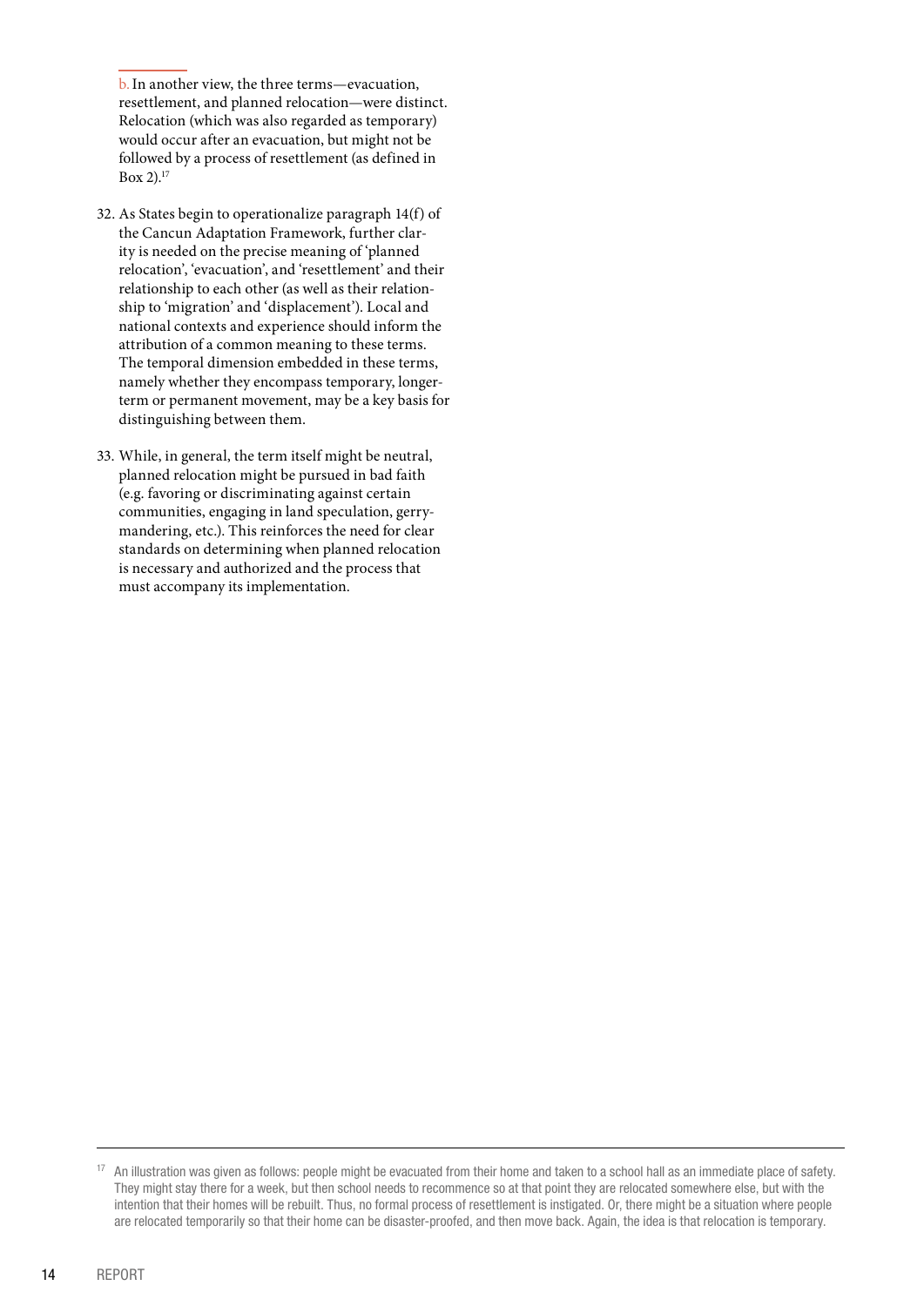b. In another view, the three terms—evacuation, resettlement, and planned relocation—were distinct. Relocation (which was also regarded as temporary) would occur after an evacuation, but might not be followed by a process of resettlement (as defined in Box 2).[17]

32. As States begin to operationalize paragraph 14(f) of the Cancun Adaptation Framework, further clarity is needed on the precise meaning of 'planned relocation', 'evacuation', and 'resettlement' and their relationship to each other (as well as their relationship to 'migration' and 'displacement'). Local and national contexts and experience should inform the attribution of a common meaning to these terms. The temporal dimension embedded in these terms, namely whether they encompass temporary, longer-term or permanent movement, may be a key basis for distinguishing between them.

33. While, in general, the term itself might be neutral, planned relocation might be pursued in bad faith (e.g. favoring or discriminating against certain communities, engaging in land speculation, gerrymandering, etc.). This reinforces the need for clear standards on determining when planned relocation is necessary and authorized and the process that must accompany its implementation.

---

[17] An illustration was given as follows: people might be evacuated from their home and taken to a school hall as an immediate place of safety. They might stay there for a week, but then school needs to recommence so at that point they are relocated somewhere else, but with the intention that their homes will be rebuilt. Thus, no formal process of resettlement is instigated. Or, there might be a situation where people are relocated temporarily so that their home can be disaster-proofed, and then move back. Again, the idea is that relocation is temporary.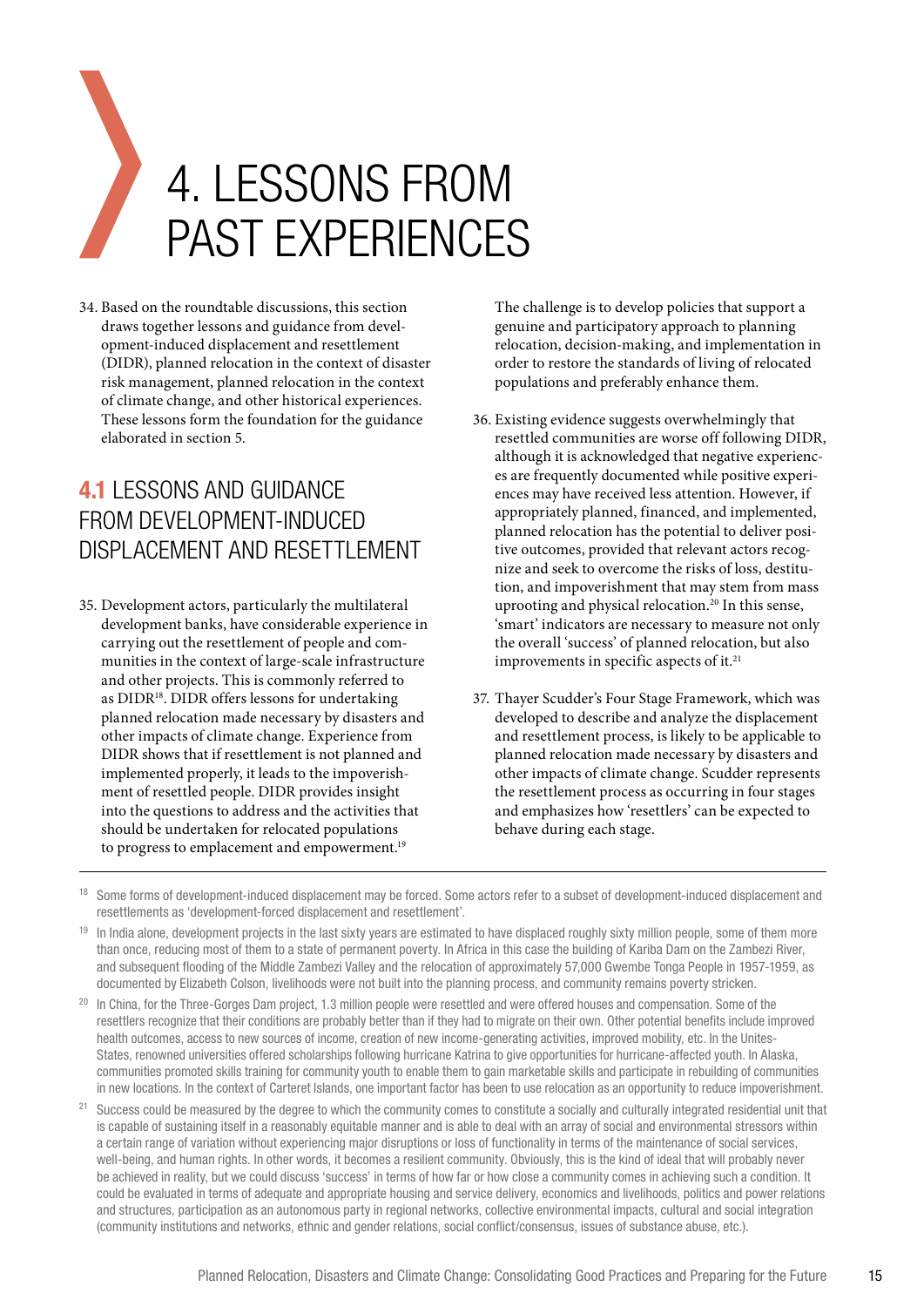# 4. LESSONS FROM PAST EXPERIENCES

34. Based on the roundtable discussions, this section draws together lessons and guidance from development-induced displacement and resettlement (DIDR), planned relocation in the context of disaster risk management, planned relocation in the context of climate change, and other historical experiences. These lessons form the foundation for the guidance elaborated in section 5.

## 4.1 LESSONS AND GUIDANCE FROM DEVELOPMENT-INDUCED DISPLACEMENT AND RESETTLEMENT

35. Development actors, particularly the multilateral development banks, have considerable experience in carrying out the resettlement of people and communities in the context of large-scale infrastructure and other projects. This is commonly referred to as DIDR[18]. DIDR offers lessons for undertaking planned relocation made necessary by disasters and other impacts of climate change. Experience from DIDR shows that if resettlement is not planned and implemented properly, it leads to the impoverishment of resettled people. DIDR provides insight into the questions to address and the activities that should be undertaken for relocated populations to progress to emplacement and empowerment.[19]

    The challenge is to develop policies that support a genuine and participatory approach to planning relocation, decision-making, and implementation in order to restore the standards of living of relocated populations and preferably enhance them.

36. Existing evidence suggests overwhelmingly that resettled communities are worse off following DIDR, although it is acknowledged that negative experiences are frequently documented while positive experiences may have received less attention. However, if appropriately planned, financed, and implemented, planned relocation has the potential to deliver positive outcomes, provided that relevant actors recognize and seek to overcome the risks of loss, destitution, and impoverishment that may stem from mass uprooting and physical relocation.[20] In this sense, 'smart' indicators are necessary to measure not only the overall 'success' of planned relocation, but also improvements in specific aspects of it.[21]

37. Thayer Scudder's Four Stage Framework, which was developed to describe and analyze the displacement and resettlement process, is likely to be applicable to planned relocation made necessary by disasters and other impacts of climate change. Scudder represents the resettlement process as occurring in four stages and emphasizes how 'resettlers' can be expected to behave during each stage.

---

[18] Some forms of development-induced displacement may be forced. Some actors refer to a subset of development-induced displacement and resettlements as 'development-forced displacement and resettlement'.

[19] In India alone, development projects in the last sixty years are estimated to have displaced roughly sixty million people, some of them more than once, reducing most of them to a state of permanent poverty. In Africa in this case the building of Kariba Dam on the Zambezi River, and subsequent flooding of the Middle Zambezi Valley and the relocation of approximately 57,000 Gwembe Tonga People in 1957-1959, as documented by Elizabeth Colson, livelihoods were not built into the planning process, and community remains poverty stricken.

[20] In China, for the Three-Gorges Dam project, 1.3 million people were resettled and were offered houses and compensation. Some of the resettlers recognize that their conditions are probably better than if they had to migrate on their own. Other potential benefits include improved health outcomes, access to new sources of income, creation of new income-generating activities, improved mobility, etc. In the Unites-States, renowned universities offered scholarships following hurricane Katrina to give opportunities for hurricane-affected youth. In Alaska, communities promoted skills training for community youth to enable them to gain marketable skills and participate in rebuilding of communities in new locations. In the context of Carteret Islands, one important factor has been to use relocation as an opportunity to reduce impoverishment.

[21] Success could be measured by the degree to which the community comes to constitute a socially and culturally integrated residential unit that is capable of sustaining itself in a reasonably equitable manner and is able to deal with an array of social and environmental stressors within a certain range of variation without experiencing major disruptions or loss of functionality in terms of the maintenance of social services, well-being, and human rights. In other words, it becomes a resilient community. Obviously, this is the kind of ideal that will probably never be achieved in reality, but we could discuss 'success' in terms of how far or how close a community comes in achieving such a condition. It could be evaluated in terms of adequate and appropriate housing and service delivery, economics and livelihoods, politics and power relations and structures, participation as an autonomous party in regional networks, collective environmental impacts, cultural and social integration (community institutions and networks, ethnic and gender relations, social conflict/consensus, issues of substance abuse, etc.).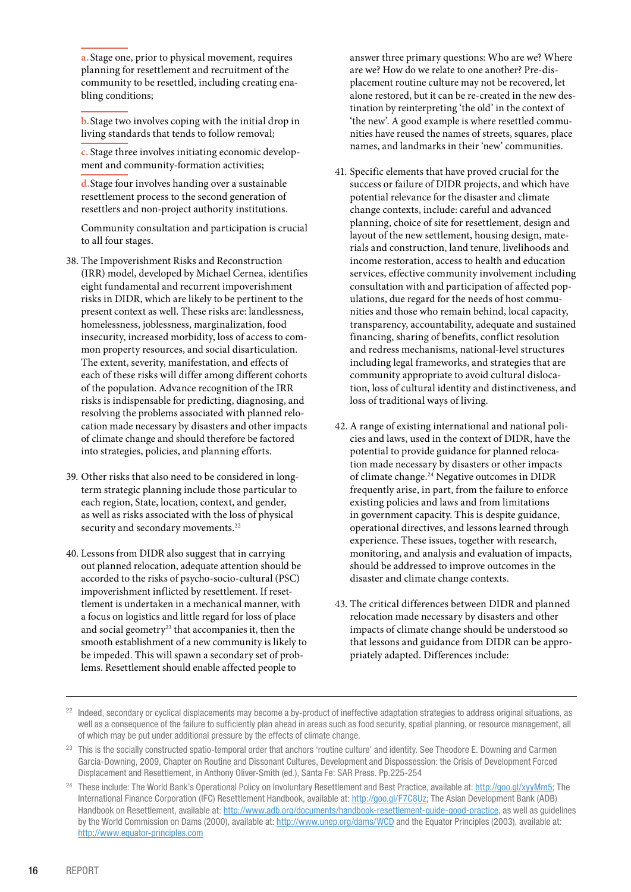a. Stage one, prior to physical movement, requires planning for resettlement and recruitment of the community to be resettled, including creating enabling conditions;

b. Stage two involves coping with the initial drop in living standards that tends to follow removal;

c. Stage three involves initiating economic development and community-formation activities;

d. Stage four involves handing over a sustainable resettlement process to the second generation of resettlers and non-project authority institutions.

Community consultation and participation is crucial to all four stages.

38. The Impoverishment Risks and Reconstruction (IRR) model, developed by Michael Cernea, identifies eight fundamental and recurrent impoverishment risks in DIDR, which are likely to be pertinent to the present context as well. These risks are: landlessness, homelessness, joblessness, marginalization, food insecurity, increased morbidity, loss of access to common property resources, and social disarticulation. The extent, severity, manifestation, and effects of each of these risks will differ among different cohorts of the population. Advance recognition of the IRR risks is indispensable for predicting, diagnosing, and resolving the problems associated with planned relocation made necessary by disasters and other impacts of climate change and should therefore be factored into strategies, policies, and planning efforts.

39. Other risks that also need to be considered in long-term strategic planning include those particular to each region, State, location, context, and gender, as well as risks associated with the loss of physical security and secondary movements.[22]

40. Lessons from DIDR also suggest that in carrying out planned relocation, adequate attention should be accorded to the risks of psycho-socio-cultural (PSC) impoverishment inflicted by resettlement. If resettlement is undertaken in a mechanical manner, with a focus on logistics and little regard for loss of place and social geometry[23] that accompanies it, then the smooth establishment of a new community is likely to be impeded. This will spawn a secondary set of problems. Resettlement should enable affected people to answer three primary questions: Who are we? Where are we? How do we relate to one another? Pre-displacement routine culture may not be recovered, let alone restored, but it can be re-created in the new destination by reinterpreting 'the old' in the context of 'the new'. A good example is where resettled communities have reused the names of streets, squares, place names, and landmarks in their 'new' communities.

41. Specific elements that have proved crucial for the success or failure of DIDR projects, and which have potential relevance for the disaster and climate change contexts, include: careful and advanced planning, choice of site for resettlement, design and layout of the new settlement, housing design, materials and construction, land tenure, livelihoods and income restoration, access to health and education services, effective community involvement including consultation with and participation of affected populations, due regard for the needs of host communities and those who remain behind, local capacity, transparency, accountability, adequate and sustained financing, sharing of benefits, conflict resolution and redress mechanisms, national-level structures including legal frameworks, and strategies that are community appropriate to avoid cultural dislocation, loss of cultural identity and distinctiveness, and loss of traditional ways of living.

42. A range of existing international and national policies and laws, used in the context of DIDR, have the potential to provide guidance for planned relocation made necessary by disasters or other impacts of climate change.[24] Negative outcomes in DIDR frequently arise, in part, from the failure to enforce existing policies and laws and from limitations in government capacity. This is despite guidance, operational directives, and lessons learned through experience. These issues, together with research, monitoring, and analysis and evaluation of impacts, should be addressed to improve outcomes in the disaster and climate change contexts.

43. The critical differences between DIDR and planned relocation made necessary by disasters and other impacts of climate change should be understood so that lessons and guidance from DIDR can be appropriately adapted. Differences include:

---

[22] Indeed, secondary or cyclical displacements may become a by-product of ineffective adaptation strategies to address original situations, as well as a consequence of the failure to sufficiently plan ahead in areas such as food security, spatial planning, or resource management, all of which may be put under additional pressure by the effects of climate change.

[23] This is the socially constructed spatio-temporal order that anchors 'routine culture' and identity. See Theodore E. Downing and Carmen Garcia-Downing, 2009, Chapter on Routine and Dissonant Cultures, Development and Dispossession: the Crisis of Development Forced Displacement and Resettlement, in Anthony Oliver-Smith (ed.), Santa Fe: SAR Press. Pp.225-254

[24] These include: The World Bank's Operational Policy on Involuntary Resettlement and Best Practice, available at: http://goo.gl/xyyMm5; The International Finance Corporation (IFC) Resettlement Handbook, available at: http://goo.gl/F7C8Uz; The Asian Development Bank (ADB) Handbook on Resettlement, available at: http://www.adb.org/documents/handbook-resettlement-guide-good-practice, as well as guidelines by the World Commission on Dams (2000), available at: http://www.unep.org/dams/WCD and the Equator Principles (2003), available at: http://www.equator-principles.com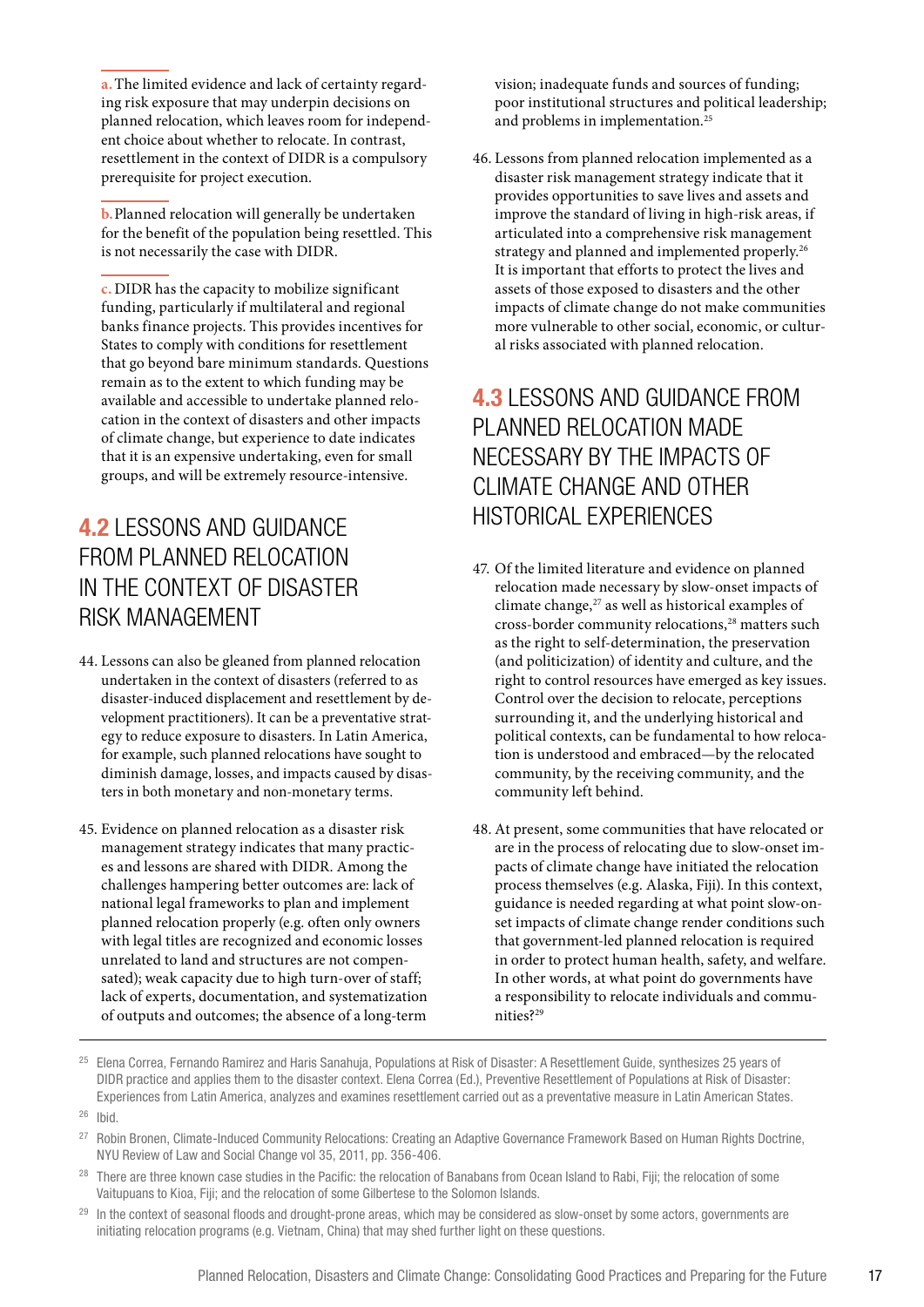**a.** The limited evidence and lack of certainty regarding risk exposure that may underpin decisions on planned relocation, which leaves room for independent choice about whether to relocate. In contrast, resettlement in the context of DIDR is a compulsory prerequisite for project execution.

**b.** Planned relocation will generally be undertaken for the benefit of the population being resettled. This is not necessarily the case with DIDR.

**c.** DIDR has the capacity to mobilize significant funding, particularly if multilateral and regional banks finance projects. This provides incentives for States to comply with conditions for resettlement that go beyond bare minimum standards. Questions remain as to the extent to which funding may be available and accessible to undertake planned relocation in the context of disasters and other impacts of climate change, but experience to date indicates that it is an expensive undertaking, even for small groups, and will be extremely resource-intensive.

## 4.2 LESSONS AND GUIDANCE FROM PLANNED RELOCATION IN THE CONTEXT OF DISASTER RISK MANAGEMENT

44. Lessons can also be gleaned from planned relocation undertaken in the context of disasters (referred to as disaster-induced displacement and resettlement by development practitioners). It can be a preventative strategy to reduce exposure to disasters. In Latin America, for example, such planned relocations have sought to diminish damage, losses, and impacts caused by disasters in both monetary and non-monetary terms.

45. Evidence on planned relocation as a disaster risk management strategy indicates that many practices and lessons are shared with DIDR. Among the challenges hampering better outcomes are: lack of national legal frameworks to plan and implement planned relocation properly (e.g. often only owners with legal titles are recognized and economic losses unrelated to land and structures are not compensated); weak capacity due to high turn-over of staff; lack of experts, documentation, and systematization of outputs and outcomes; the absence of a long-term vision; inadequate funds and sources of funding; poor institutional structures and political leadership; and problems in implementation.[25]

46. Lessons from planned relocation implemented as a disaster risk management strategy indicate that it provides opportunities to save lives and assets and improve the standard of living in high-risk areas, if articulated into a comprehensive risk management strategy and planned and implemented properly.[26] It is important that efforts to protect the lives and assets of those exposed to disasters and the other impacts of climate change do not make communities more vulnerable to other social, economic, or cultural risks associated with planned relocation.

## 4.3 LESSONS AND GUIDANCE FROM PLANNED RELOCATION MADE NECESSARY BY THE IMPACTS OF CLIMATE CHANGE AND OTHER HISTORICAL EXPERIENCES

47. Of the limited literature and evidence on planned relocation made necessary by slow-onset impacts of climate change,[27] as well as historical examples of cross-border community relocations,[28] matters such as the right to self-determination, the preservation (and politicization) of identity and culture, and the right to control resources have emerged as key issues. Control over the decision to relocate, perceptions surrounding it, and the underlying historical and political contexts, can be fundamental to how relocation is understood and embraced—by the relocated community, by the receiving community, and the community left behind.

48. At present, some communities that have relocated or are in the process of relocating due to slow-onset impacts of climate change have initiated the relocation process themselves (e.g. Alaska, Fiji). In this context, guidance is needed regarding at what point slow-onset impacts of climate change render conditions such that government-led planned relocation is required in order to protect human health, safety, and welfare. In other words, at what point do governments have a responsibility to relocate individuals and communities?[29]

---

[25] Elena Correa, Fernando Ramirez and Haris Sanahuja, Populations at Risk of Disaster: A Resettlement Guide, synthesizes 25 years of DIDR practice and applies them to the disaster context. Elena Correa (Ed.), Preventive Resettlement of Populations at Risk of Disaster: Experiences from Latin America, analyzes and examines resettlement carried out as a preventative measure in Latin American States.

[26] Ibid.

[27] Robin Bronen, Climate-Induced Community Relocations: Creating an Adaptive Governance Framework Based on Human Rights Doctrine, NYU Review of Law and Social Change vol 35, 2011, pp. 356-406.

[28] There are three known case studies in the Pacific: the relocation of Banabans from Ocean Island to Rabi, Fiji; the relocation of some Vaitupuans to Kioa, Fiji; and the relocation of some Gilbertese to the Solomon Islands.

[29] In the context of seasonal floods and drought-prone areas, which may be considered as slow-onset by some actors, governments are initiating relocation programs (e.g. Vietnam, China) that may shed further light on these questions.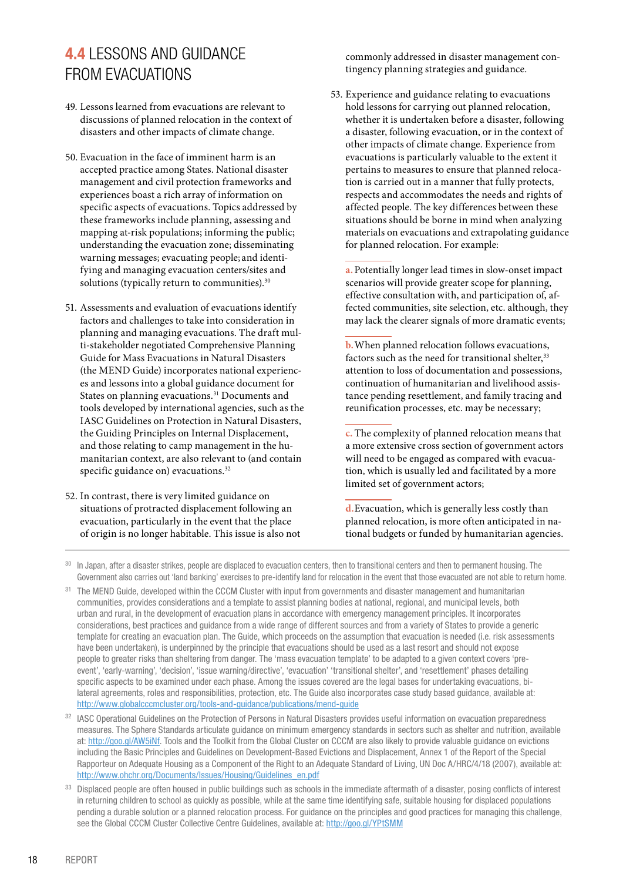## 4.4 LESSONS AND GUIDANCE FROM EVACUATIONS

49. Lessons learned from evacuations are relevant to discussions of planned relocation in the context of disasters and other impacts of climate change.

50. Evacuation in the face of imminent harm is an accepted practice among States. National disaster management and civil protection frameworks and experiences boast a rich array of information on specific aspects of evacuations. Topics addressed by these frameworks include planning, assessing and mapping at-risk populations; informing the public; understanding the evacuation zone; disseminating warning messages; evacuating people; and identifying and managing evacuation centers/sites and solutions (typically return to communities).[30]

51. Assessments and evaluation of evacuations identify factors and challenges to take into consideration in planning and managing evacuations. The draft multi-stakeholder negotiated Comprehensive Planning Guide for Mass Evacuations in Natural Disasters (the MEND Guide) incorporates national experiences and lessons into a global guidance document for States on planning evacuations.[31] Documents and tools developed by international agencies, such as the IASC Guidelines on Protection in Natural Disasters, the Guiding Principles on Internal Displacement, and those relating to camp management in the humanitarian context, are also relevant to (and contain specific guidance on) evacuations.[32]

52. In contrast, there is very limited guidance on situations of protracted displacement following an evacuation, particularly in the event that the place of origin is no longer habitable. This issue is also not commonly addressed in disaster management contingency planning strategies and guidance.

53. Experience and guidance relating to evacuations hold lessons for carrying out planned relocation, whether it is undertaken before a disaster, following a disaster, following evacuation, or in the context of other impacts of climate change. Experience from evacuations is particularly valuable to the extent it pertains to measures to ensure that planned relocation is carried out in a manner that fully protects, respects and accommodates the needs and rights of affected people. The key differences between these situations should be borne in mind when analyzing materials on evacuations and extrapolating guidance for planned relocation. For example:

a. Potentially longer lead times in slow-onset impact scenarios will provide greater scope for planning, effective consultation with, and participation of, affected communities, site selection, etc. although, they may lack the clearer signals of more dramatic events;

b. When planned relocation follows evacuations, factors such as the need for transitional shelter,[33] attention to loss of documentation and possessions, continuation of humanitarian and livelihood assistance pending resettlement, and family tracing and reunification processes, etc. may be necessary;

c. The complexity of planned relocation means that a more extensive cross section of government actors will need to be engaged as compared with evacuation, which is usually led and facilitated by a more limited set of government actors;

d. Evacuation, which is generally less costly than planned relocation, is more often anticipated in national budgets or funded by humanitarian agencies.

---

[30] In Japan, after a disaster strikes, people are displaced to evacuation centers, then to transitional centers and then to permanent housing. The Government also carries out 'land banking' exercises to pre-identify land for relocation in the event that those evacuated are not able to return home.

[31] The MEND Guide, developed within the CCCM Cluster with input from governments and disaster management and humanitarian communities, provides considerations and a template to assist planning bodies at national, regional, and municipal levels, both urban and rural, in the development of evacuation plans in accordance with emergency management principles. It incorporates considerations, best practices and guidance from a wide range of different sources and from a variety of States to provide a generic template for creating an evacuation plan. The Guide, which proceeds on the assumption that evacuation is needed (i.e. risk assessments have been undertaken), is underpinned by the principle that evacuations should be used as a last resort and should not expose people to greater risks than sheltering from danger. The 'mass evacuation template' to be adapted to a given context covers 'pre-event', 'early-warning', 'decision', 'issue warning/directive', 'evacuation' 'transitional shelter', and 'resettlement' phases detailing specific aspects to be examined under each phase. Among the issues covered are the legal bases for undertaking evacuations, bi-lateral agreements, roles and responsibilities, protection, etc. The Guide also incorporates case study based guidance, available at: http://www.globalcccmcluster.org/tools-and-guidance/publications/mend-guide

[32] IASC Operational Guidelines on the Protection of Persons in Natural Disasters provides useful information on evacuation preparedness measures. The Sphere Standards articulate guidance on minimum emergency standards in sectors such as shelter and nutrition, available at: http://goo.gl/AW5iNf. Tools and the Toolkit from the Global Cluster on CCCM are also likely to provide valuable guidance on evictions including the Basic Principles and Guidelines on Development-Based Evictions and Displacement, Annex 1 of the Report of the Special Rapporteur on Adequate Housing as a Component of the Right to an Adequate Standard of Living, UN Doc A/HRC/4/18 (2007), available at: http://www.ohchr.org/Documents/Issues/Housing/Guidelines_en.pdf

[33] Displaced people are often housed in public buildings such as schools in the immediate aftermath of a disaster, posing conflicts of interest in returning children to school as quickly as possible, while at the same time identifying safe, suitable housing for displaced populations pending a durable solution or a planned relocation process. For guidance on the principles and good practices for managing this challenge, see the Global CCCM Cluster Collective Centre Guidelines, available at: http://goo.gl/YPtSMM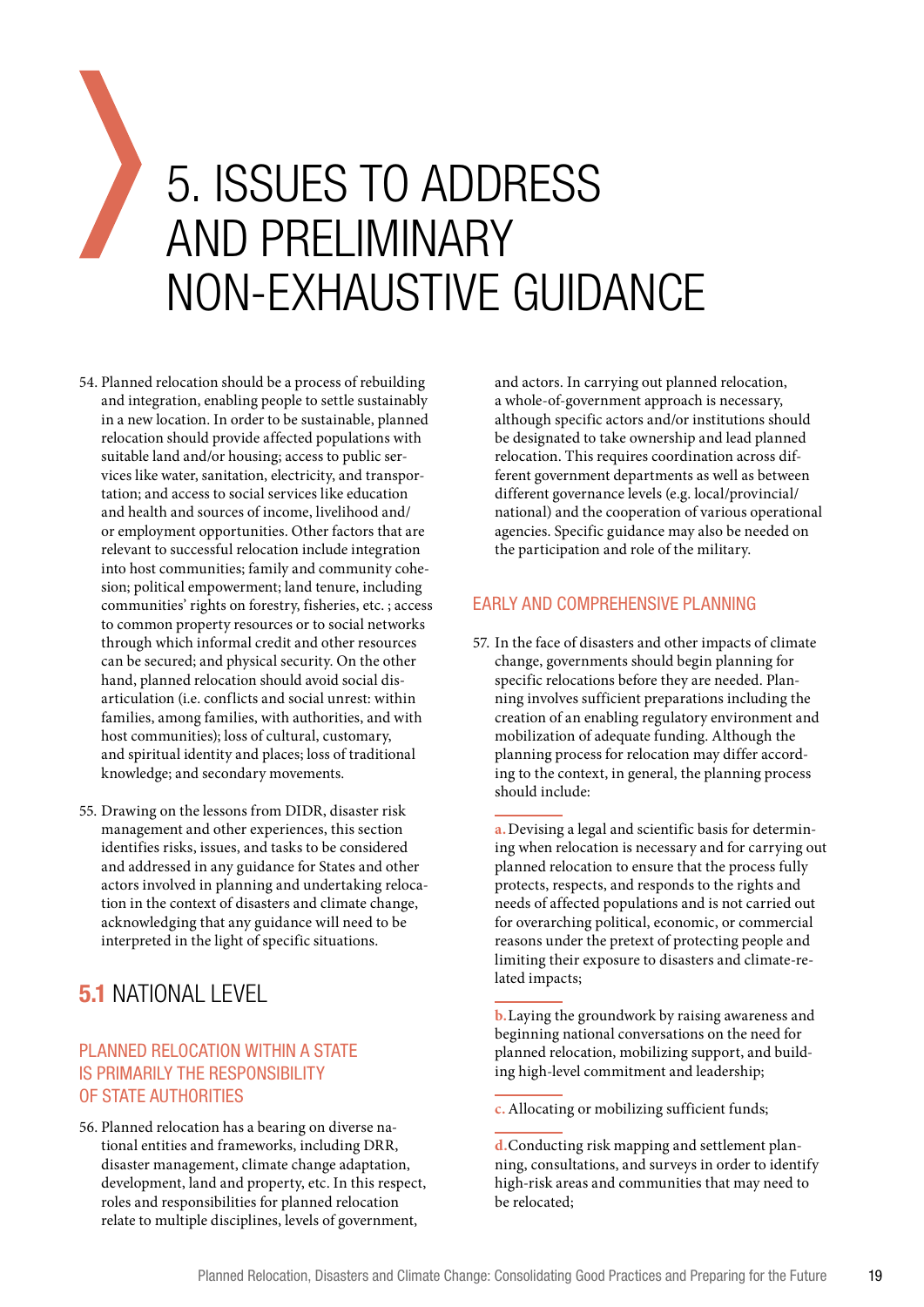# 5. ISSUES TO ADDRESS AND PRELIMINARY NON-EXHAUSTIVE GUIDANCE

54. Planned relocation should be a process of rebuilding and integration, enabling people to settle sustainably in a new location. In order to be sustainable, planned relocation should provide affected populations with suitable land and/or housing; access to public services like water, sanitation, electricity, and transportation; and access to social services like education and health and sources of income, livelihood and/or employment opportunities. Other factors that are relevant to successful relocation include integration into host communities; family and community cohesion; political empowerment; land tenure, including communities' rights on forestry, fisheries, etc. ; access to common property resources or to social networks through which informal credit and other resources can be secured; and physical security. On the other hand, planned relocation should avoid social disarticulation (i.e. conflicts and social unrest: within families, among families, with authorities, and with host communities); loss of cultural, customary, and spiritual identity and places; loss of traditional knowledge; and secondary movements.

55. Drawing on the lessons from DIDR, disaster risk management and other experiences, this section identifies risks, issues, and tasks to be considered and addressed in any guidance for States and other actors involved in planning and undertaking relocation in the context of disasters and climate change, acknowledging that any guidance will need to be interpreted in the light of specific situations.

## 5.1 NATIONAL LEVEL

### PLANNED RELOCATION WITHIN A STATE IS PRIMARILY THE RESPONSIBILITY OF STATE AUTHORITIES

56. Planned relocation has a bearing on diverse national entities and frameworks, including DRR, disaster management, climate change adaptation, development, land and property, etc. In this respect, roles and responsibilities for planned relocation relate to multiple disciplines, levels of government, and actors. In carrying out planned relocation, a whole-of-government approach is necessary, although specific actors and/or institutions should be designated to take ownership and lead planned relocation. This requires coordination across different government departments as well as between different governance levels (e.g. local/provincial/national) and the cooperation of various operational agencies. Specific guidance may also be needed on the participation and role of the military.

### EARLY AND COMPREHENSIVE PLANNING

57. In the face of disasters and other impacts of climate change, governments should begin planning for specific relocations before they are needed. Planning involves sufficient preparations including the creation of an enabling regulatory environment and mobilization of adequate funding. Although the planning process for relocation may differ according to the context, in general, the planning process should include:

a. Devising a legal and scientific basis for determining when relocation is necessary and for carrying out planned relocation to ensure that the process fully protects, respects, and responds to the rights and needs of affected populations and is not carried out for overarching political, economic, or commercial reasons under the pretext of protecting people and limiting their exposure to disasters and climate-related impacts;

b. Laying the groundwork by raising awareness and beginning national conversations on the need for planned relocation, mobilizing support, and building high-level commitment and leadership;

c. Allocating or mobilizing sufficient funds;

d. Conducting risk mapping and settlement planning, consultations, and surveys in order to identify high-risk areas and communities that may need to be relocated;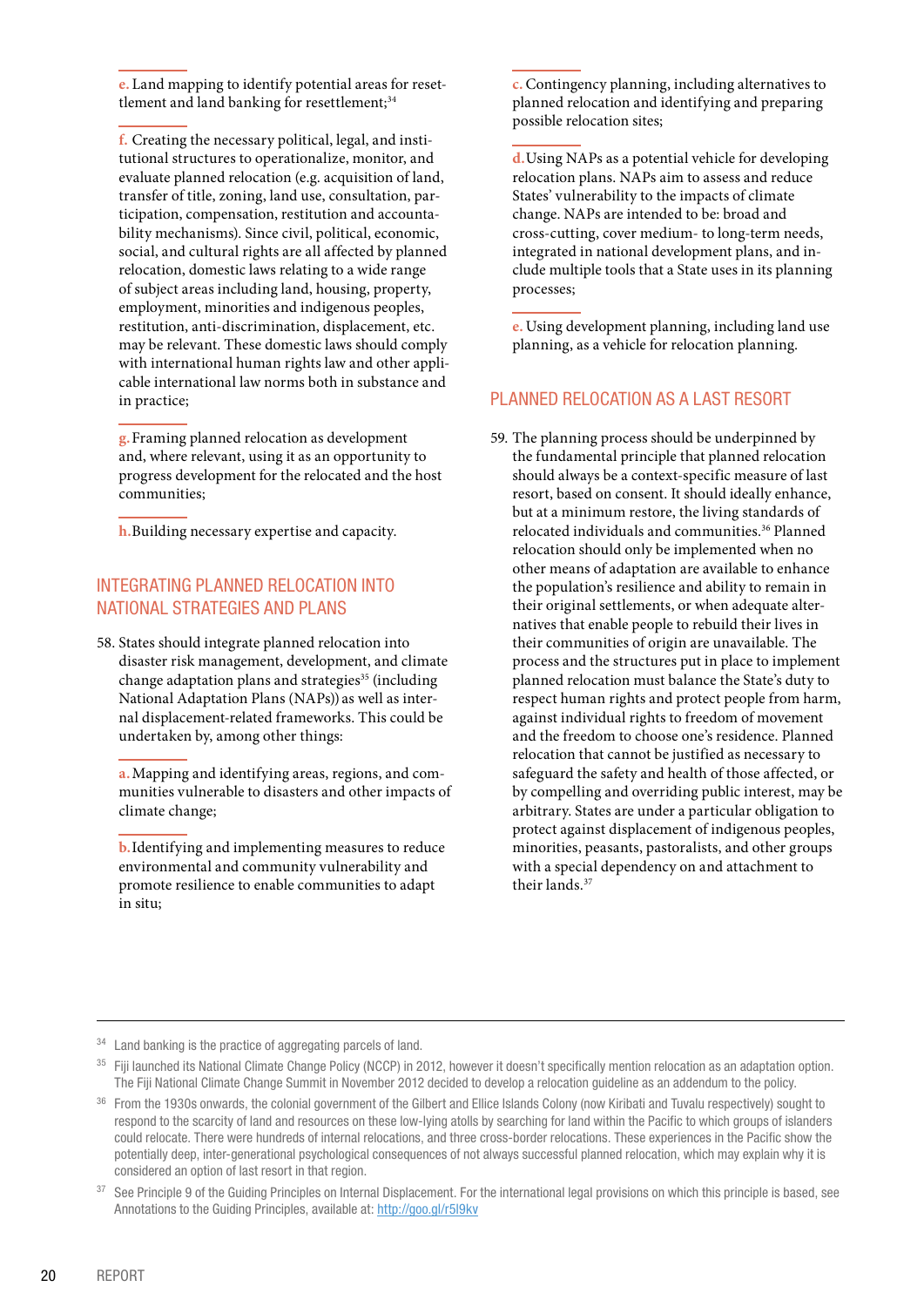**e.** Land mapping to identify potential areas for resettlement and land banking for resettlement;[34]

**f.** Creating the necessary political, legal, and institutional structures to operationalize, monitor, and evaluate planned relocation (e.g. acquisition of land, transfer of title, zoning, land use, consultation, participation, compensation, restitution and accountability mechanisms). Since civil, political, economic, social, and cultural rights are all affected by planned relocation, domestic laws relating to a wide range of subject areas including land, housing, property, employment, minorities and indigenous peoples, restitution, anti-discrimination, displacement, etc. may be relevant. These domestic laws should comply with international human rights law and other applicable international law norms both in substance and in practice;

**g.** Framing planned relocation as development and, where relevant, using it as an opportunity to progress development for the relocated and the host communities;

**h.** Building necessary expertise and capacity.

## INTEGRATING PLANNED RELOCATION INTO NATIONAL STRATEGIES AND PLANS

58. States should integrate planned relocation into disaster risk management, development, and climate change adaptation plans and strategies[35] (including National Adaptation Plans (NAPs)) as well as internal displacement-related frameworks. This could be undertaken by, among other things:

**a.** Mapping and identifying areas, regions, and communities vulnerable to disasters and other impacts of climate change;

**b.** Identifying and implementing measures to reduce environmental and community vulnerability and promote resilience to enable communities to adapt in situ;

**c.** Contingency planning, including alternatives to planned relocation and identifying and preparing possible relocation sites;

**d.** Using NAPs as a potential vehicle for developing relocation plans. NAPs aim to assess and reduce States' vulnerability to the impacts of climate change. NAPs are intended to be: broad and cross-cutting, cover medium- to long-term needs, integrated in national development plans, and include multiple tools that a State uses in its planning processes;

**e.** Using development planning, including land use planning, as a vehicle for relocation planning.

## PLANNED RELOCATION AS A LAST RESORT

59. The planning process should be underpinned by the fundamental principle that planned relocation should always be a context-specific measure of last resort, based on consent. It should ideally enhance, but at a minimum restore, the living standards of relocated individuals and communities.[36] Planned relocation should only be implemented when no other means of adaptation are available to enhance the population's resilience and ability to remain in their original settlements, or when adequate alternatives that enable people to rebuild their lives in their communities of origin are unavailable. The process and the structures put in place to implement planned relocation must balance the State's duty to respect human rights and protect people from harm, against individual rights to freedom of movement and the freedom to choose one's residence. Planned relocation that cannot be justified as necessary to safeguard the safety and health of those affected, or by compelling and overriding public interest, may be arbitrary. States are under a particular obligation to protect against displacement of indigenous peoples, minorities, peasants, pastoralists, and other groups with a special dependency on and attachment to their lands.[37]

---

[34] Land banking is the practice of aggregating parcels of land.

[35] Fiji launched its National Climate Change Policy (NCCP) in 2012, however it doesn't specifically mention relocation as an adaptation option. The Fiji National Climate Change Summit in November 2012 decided to develop a relocation guideline as an addendum to the policy.

[36] From the 1930s onwards, the colonial government of the Gilbert and Ellice Islands Colony (now Kiribati and Tuvalu respectively) sought to respond to the scarcity of land and resources on these low-lying atolls by searching for land within the Pacific to which groups of islanders could relocate. There were hundreds of internal relocations, and three cross-border relocations. These experiences in the Pacific show the potentially deep, inter-generational psychological consequences of not always successful planned relocation, which may explain why it is considered an option of last resort in that region.

[37] See Principle 9 of the Guiding Principles on Internal Displacement. For the international legal provisions on which this principle is based, see Annotations to the Guiding Principles, available at: http://goo.gl/r5l9kv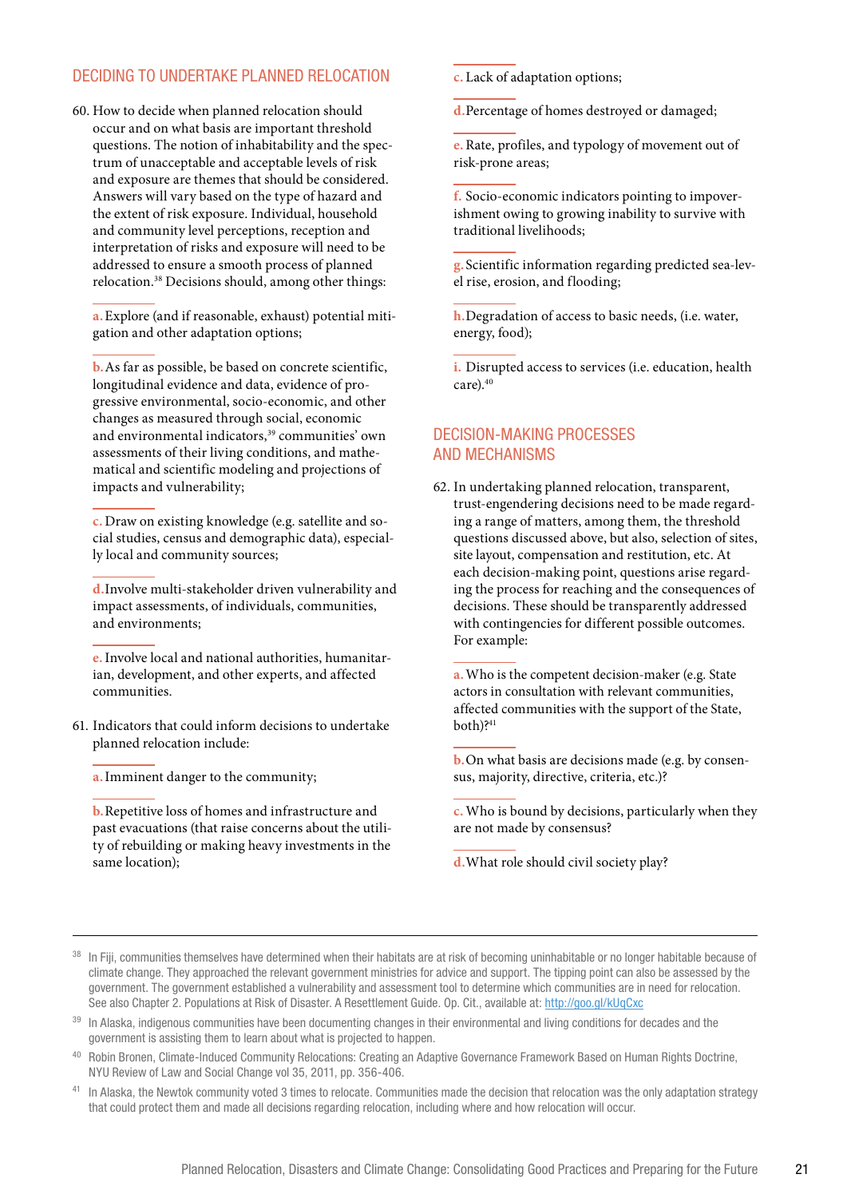## DECIDING TO UNDERTAKE PLANNED RELOCATION

60. How to decide when planned relocation should occur and on what basis are important threshold questions. The notion of inhabitability and the spectrum of unacceptable and acceptable levels of risk and exposure are themes that should be considered. Answers will vary based on the type of hazard and the extent of risk exposure. Individual, household and community level perceptions, reception and interpretation of risks and exposure will need to be addressed to ensure a smooth process of planned relocation.[38] Decisions should, among other things:

    a. Explore (and if reasonable, exhaust) potential mitigation and other adaptation options;

    b. As far as possible, be based on concrete scientific, longitudinal evidence and data, evidence of progressive environmental, socio-economic, and other changes as measured through social, economic and environmental indicators,[39] communities' own assessments of their living conditions, and mathematical and scientific modeling and projections of impacts and vulnerability;

    c. Draw on existing knowledge (e.g. satellite and social studies, census and demographic data), especially local and community sources;

    d. Involve multi-stakeholder driven vulnerability and impact assessments, of individuals, communities, and environments;

    e. Involve local and national authorities, humanitarian, development, and other experts, and affected communities.

61. Indicators that could inform decisions to undertake planned relocation include:

    a. Imminent danger to the community;

    b. Repetitive loss of homes and infrastructure and past evacuations (that raise concerns about the utility of rebuilding or making heavy investments in the same location);

    c. Lack of adaptation options;

    d. Percentage of homes destroyed or damaged;

    e. Rate, profiles, and typology of movement out of risk-prone areas;

    f. Socio-economic indicators pointing to impoverishment owing to growing inability to survive with traditional livelihoods;

    g. Scientific information regarding predicted sea-level rise, erosion, and flooding;

    h. Degradation of access to basic needs, (i.e. water, energy, food);

    i. Disrupted access to services (i.e. education, health care).[40]

## DECISION-MAKING PROCESSES AND MECHANISMS

62. In undertaking planned relocation, transparent, trust-engendering decisions need to be made regarding a range of matters, among them, the threshold questions discussed above, but also, selection of sites, site layout, compensation and restitution, etc. At each decision-making point, questions arise regarding the process for reaching and the consequences of decisions. These should be transparently addressed with contingencies for different possible outcomes. For example:

    a. Who is the competent decision-maker (e.g. State actors in consultation with relevant communities, affected communities with the support of the State, both)?[41]

    b. On what basis are decisions made (e.g. by consensus, majority, directive, criteria, etc.)?

    c. Who is bound by decisions, particularly when they are not made by consensus?

    d. What role should civil society play?

---

[38] In Fiji, communities themselves have determined when their habitats are at risk of becoming uninhabitable or no longer habitable because of climate change. They approached the relevant government ministries for advice and support. The tipping point can also be assessed by the government. The government established a vulnerability and assessment tool to determine which communities are in need for relocation. See also Chapter 2. Populations at Risk of Disaster. A Resettlement Guide. Op. Cit., available at: http://goo.gl/kUqCxc

[39] In Alaska, indigenous communities have been documenting changes in their environmental and living conditions for decades and the government is assisting them to learn about what is projected to happen.

[40] Robin Bronen, Climate-Induced Community Relocations: Creating an Adaptive Governance Framework Based on Human Rights Doctrine, NYU Review of Law and Social Change vol 35, 2011, pp. 356-406.

[41] In Alaska, the Newtok community voted 3 times to relocate. Communities made the decision that relocation was the only adaptation strategy that could protect them and made all decisions regarding relocation, including where and how relocation will occur.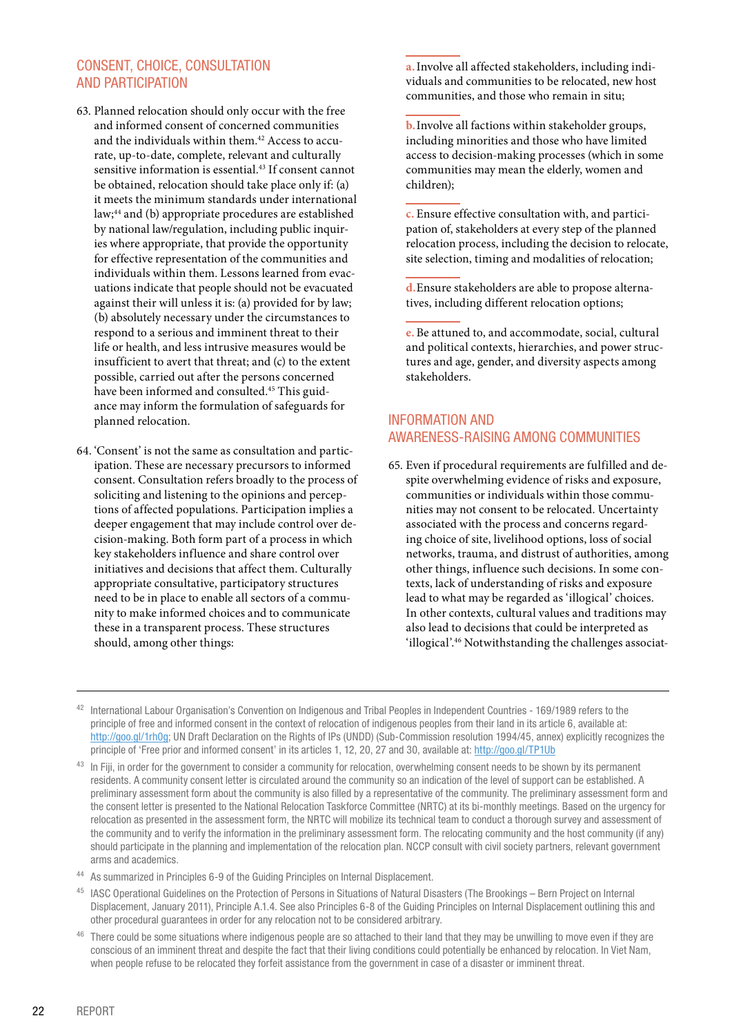## CONSENT, CHOICE, CONSULTATION AND PARTICIPATION

63. Planned relocation should only occur with the free and informed consent of concerned communities and the individuals within them.[42] Access to accurate, up-to-date, complete, relevant and culturally sensitive information is essential.[43] If consent cannot be obtained, relocation should take place only if: (a) it meets the minimum standards under international law;[44] and (b) appropriate procedures are established by national law/regulation, including public inquiries where appropriate, that provide the opportunity for effective representation of the communities and individuals within them. Lessons learned from evacuations indicate that people should not be evacuated against their will unless it is: (a) provided for by law; (b) absolutely necessary under the circumstances to respond to a serious and imminent threat to their life or health, and less intrusive measures would be insufficient to avert that threat; and (c) to the extent possible, carried out after the persons concerned have been informed and consulted.[45] This guidance may inform the formulation of safeguards for planned relocation.

64. 'Consent' is not the same as consultation and participation. These are necessary precursors to informed consent. Consultation refers broadly to the process of soliciting and listening to the opinions and perceptions of affected populations. Participation implies a deeper engagement that may include control over decision-making. Both form part of a process in which key stakeholders influence and share control over initiatives and decisions that affect them. Culturally appropriate consultative, participatory structures need to be in place to enable all sectors of a community to make informed choices and to communicate these in a transparent process. These structures should, among other things:

a. Involve all affected stakeholders, including individuals and communities to be relocated, new host communities, and those who remain in situ;

b. Involve all factions within stakeholder groups, including minorities and those who have limited access to decision-making processes (which in some communities may mean the elderly, women and children);

c. Ensure effective consultation with, and participation of, stakeholders at every step of the planned relocation process, including the decision to relocate, site selection, timing and modalities of relocation;

d. Ensure stakeholders are able to propose alternatives, including different relocation options;

e. Be attuned to, and accommodate, social, cultural and political contexts, hierarchies, and power structures and age, gender, and diversity aspects among stakeholders.

## INFORMATION AND AWARENESS-RAISING AMONG COMMUNITIES

65. Even if procedural requirements are fulfilled and despite overwhelming evidence of risks and exposure, communities or individuals within those communities may not consent to be relocated. Uncertainty associated with the process and concerns regarding choice of site, livelihood options, loss of social networks, trauma, and distrust of authorities, among other things, influence such decisions. In some contexts, lack of understanding of risks and exposure lead to what may be regarded as 'illogical' choices. In other contexts, cultural values and traditions may also lead to decisions that could be interpreted as 'illogical'.[46] Notwithstanding the challenges associat-

---

[42] International Labour Organisation's Convention on Indigenous and Tribal Peoples in Independent Countries - 169/1989 refers to the principle of free and informed consent in the context of relocation of indigenous peoples from their land in its article 6, available at: http://goo.gl/1rh0g; UN Draft Declaration on the Rights of IPs (UNDD) (Sub-Commission resolution 1994/45, annex) explicitly recognizes the principle of 'Free prior and informed consent' in its articles 1, 12, 20, 27 and 30, available at: http://goo.gl/TP1Ub

[43] In Fiji, in order for the government to consider a community for relocation, overwhelming consent needs to be shown by its permanent residents. A community consent letter is circulated around the community so an indication of the level of support can be established. A preliminary assessment form about the community is also filled by a representative of the community. The preliminary assessment form and the consent letter is presented to the National Relocation Taskforce Committee (NRTC) at its bi-monthly meetings. Based on the urgency for relocation as presented in the assessment form, the NRTC will mobilize its technical team to conduct a thorough survey and assessment of the community and to verify the information in the preliminary assessment form. The relocating community and the host community (if any) should participate in the planning and implementation of the relocation plan. NCCP consult with civil society partners, relevant government arms and academics.

[44] As summarized in Principles 6-9 of the Guiding Principles on Internal Displacement.

[45] IASC Operational Guidelines on the Protection of Persons in Situations of Natural Disasters (The Brookings – Bern Project on Internal Displacement, January 2011), Principle A.1.4. See also Principles 6-8 of the Guiding Principles on Internal Displacement outlining this and other procedural guarantees in order for any relocation not to be considered arbitrary.

[46] There could be some situations where indigenous people are so attached to their land that they may be unwilling to move even if they are conscious of an imminent threat and despite the fact that their living conditions could potentially be enhanced by relocation. In Viet Nam, when people refuse to be relocated they forfeit assistance from the government in case of a disaster or imminent threat.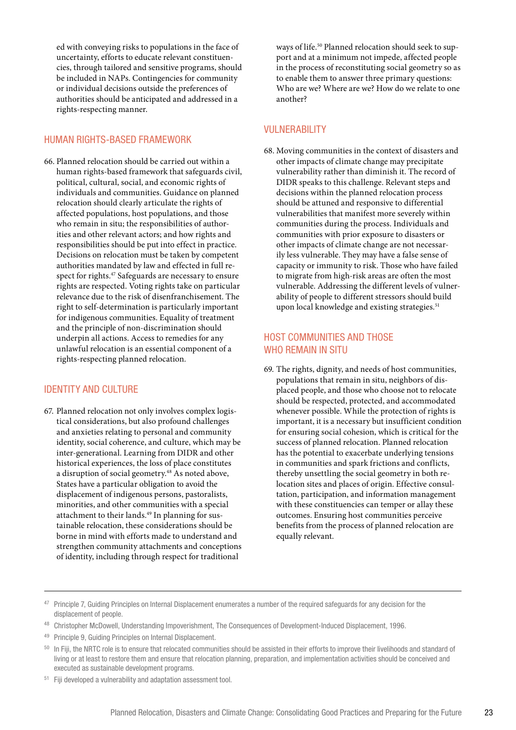ed with conveying risks to populations in the face of uncertainty, efforts to educate relevant constituencies, through tailored and sensitive programs, should be included in NAPs. Contingencies for community or individual decisions outside the preferences of authorities should be anticipated and addressed in a rights-respecting manner.

## HUMAN RIGHTS-BASED FRAMEWORK

66. Planned relocation should be carried out within a human rights-based framework that safeguards civil, political, cultural, social, and economic rights of individuals and communities. Guidance on planned relocation should clearly articulate the rights of affected populations, host populations, and those who remain in situ; the responsibilities of authorities and other relevant actors; and how rights and responsibilities should be put into effect in practice. Decisions on relocation must be taken by competent authorities mandated by law and effected in full respect for rights.[47] Safeguards are necessary to ensure rights are respected. Voting rights take on particular relevance due to the risk of disenfranchisement. The right to self-determination is particularly important for indigenous communities. Equality of treatment and the principle of non-discrimination should underpin all actions. Access to remedies for any unlawful relocation is an essential component of a rights-respecting planned relocation.

## IDENTITY AND CULTURE

67. Planned relocation not only involves complex logistical considerations, but also profound challenges and anxieties relating to personal and community identity, social coherence, and culture, which may be inter-generational. Learning from DIDR and other historical experiences, the loss of place constitutes a disruption of social geometry.[48] As noted above, States have a particular obligation to avoid the displacement of indigenous persons, pastoralists, minorities, and other communities with a special attachment to their lands.[49] In planning for sustainable relocation, these considerations should be borne in mind with efforts made to understand and strengthen community attachments and conceptions of identity, including through respect for traditional ways of life.[50] Planned relocation should seek to support and at a minimum not impede, affected people in the process of reconstituting social geometry so as to enable them to answer three primary questions: Who are we? Where are we? How do we relate to one another?

## VULNERABILITY

68. Moving communities in the context of disasters and other impacts of climate change may precipitate vulnerability rather than diminish it. The record of DIDR speaks to this challenge. Relevant steps and decisions within the planned relocation process should be attuned and responsive to differential vulnerabilities that manifest more severely within communities during the process. Individuals and communities with prior exposure to disasters or other impacts of climate change are not necessarily less vulnerable. They may have a false sense of capacity or immunity to risk. Those who have failed to migrate from high-risk areas are often the most vulnerable. Addressing the different levels of vulnerability of people to different stressors should build upon local knowledge and existing strategies.[51]

## HOST COMMUNITIES AND THOSE WHO REMAIN IN SITU

69. The rights, dignity, and needs of host communities, populations that remain in situ, neighbors of displaced people, and those who choose not to relocate should be respected, protected, and accommodated whenever possible. While the protection of rights is important, it is a necessary but insufficient condition for ensuring social cohesion, which is critical for the success of planned relocation. Planned relocation has the potential to exacerbate underlying tensions in communities and spark frictions and conflicts, thereby unsettling the social geometry in both relocation sites and places of origin. Effective consultation, participation, and information management with these constituencies can temper or allay these outcomes. Ensuring host communities perceive benefits from the process of planned relocation are equally relevant.

---

[47] Principle 7, Guiding Principles on Internal Displacement enumerates a number of the required safeguards for any decision for the displacement of people.

[48] Christopher McDowell, Understanding Impoverishment, The Consequences of Development-Induced Displacement, 1996.

[49] Principle 9, Guiding Principles on Internal Displacement.

[50] In Fiji, the NRTC role is to ensure that relocated communities should be assisted in their efforts to improve their livelihoods and standard of living or at least to restore them and ensure that relocation planning, preparation, and implementation activities should be conceived and executed as sustainable development programs.

[51] Fiji developed a vulnerability and adaptation assessment tool.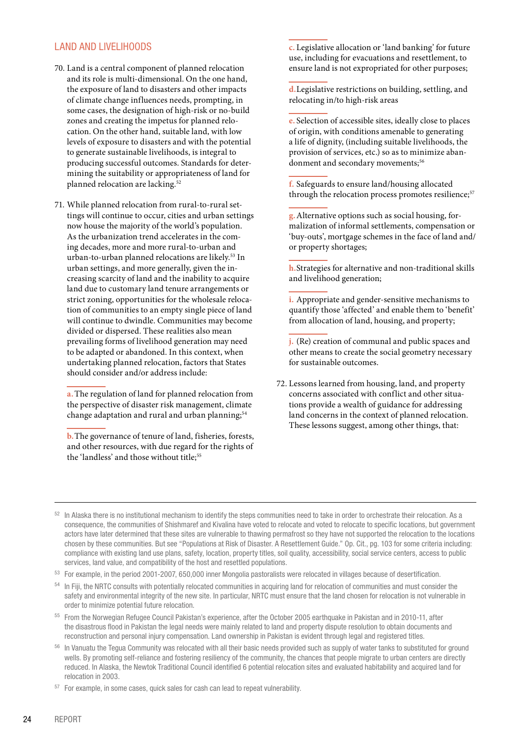## LAND AND LIVELIHOODS

70. Land is a central component of planned relocation and its role is multi-dimensional. On the one hand, the exposure of land to disasters and other impacts of climate change influences needs, prompting, in some cases, the designation of high-risk or no-build zones and creating the impetus for planned relocation. On the other hand, suitable land, with low levels of exposure to disasters and with the potential to generate sustainable livelihoods, is integral to producing successful outcomes. Standards for determining the suitability or appropriateness of land for planned relocation are lacking.[52]

71. While planned relocation from rural-to-rural settings will continue to occur, cities and urban settings now house the majority of the world's population. As the urbanization trend accelerates in the coming decades, more and more rural-to-urban and urban-to-urban planned relocations are likely.[53] In urban settings, and more generally, given the increasing scarcity of land and the inability to acquire land due to customary land tenure arrangements or strict zoning, opportunities for the wholesale relocation of communities to an empty single piece of land will continue to dwindle. Communities may become divided or dispersed. These realities also mean prevailing forms of livelihood generation may need to be adapted or abandoned. In this context, when undertaking planned relocation, factors that States should consider and/or address include:

   **a.** The regulation of land for planned relocation from the perspective of disaster risk management, climate change adaptation and rural and urban planning;[54]

   **b.** The governance of tenure of land, fisheries, forests, and other resources, with due regard for the rights of the 'landless' and those without title;[55]

   **c.** Legislative allocation or 'land banking' for future use, including for evacuations and resettlement, to ensure land is not expropriated for other purposes;

   **d.** Legislative restrictions on building, settling, and relocating in/to high-risk areas

   **e.** Selection of accessible sites, ideally close to places of origin, with conditions amenable to generating a life of dignity, (including suitable livelihoods, the provision of services, etc.) so as to minimize abandonment and secondary movements;[56]

   **f.** Safeguards to ensure land/housing allocated through the relocation process promotes resilience;[57]

   **g.** Alternative options such as social housing, formalization of informal settlements, compensation or 'buy-outs', mortgage schemes in the face of land and/or property shortages;

   **h.** Strategies for alternative and non-traditional skills and livelihood generation;

   **i.** Appropriate and gender-sensitive mechanisms to quantify those 'affected' and enable them to 'benefit' from allocation of land, housing, and property;

   **j.** (Re) creation of communal and public spaces and other means to create the social geometry necessary for sustainable outcomes.

72. Lessons learned from housing, land, and property concerns associated with conflict and other situations provide a wealth of guidance for addressing land concerns in the context of planned relocation. These lessons suggest, among other things, that:

---

[52] In Alaska there is no institutional mechanism to identify the steps communities need to take in order to orchestrate their relocation. As a consequence, the communities of Shishmaref and Kivalina have voted to relocate and voted to relocate to specific locations, but government actors have later determined that these sites are vulnerable to thawing permafrost so they have not supported the relocation to the locations chosen by these communities. But see "Populations at Risk of Disaster. A Resettlement Guide." Op. Cit., pg. 103 for some criteria including: compliance with existing land use plans, safety, location, property titles, soil quality, accessibility, social service centers, access to public services, land value, and compatibility of the host and resettled populations.

[53] For example, in the period 2001-2007, 650,000 inner Mongolia pastoralists were relocated in villages because of desertification.

[54] In Fiji, the NRTC consults with potentially relocated communities in acquiring land for relocation of communities and must consider the safety and environmental integrity of the new site. In particular, NRTC must ensure that the land chosen for relocation is not vulnerable in order to minimize potential future relocation.

[55] From the Norwegian Refugee Council Pakistan's experience, after the October 2005 earthquake in Pakistan and in 2010-11, after the disastrous flood in Pakistan the legal needs were mainly related to land and property dispute resolution to obtain documents and reconstruction and personal injury compensation. Land ownership in Pakistan is evident through legal and registered titles.

[56] In Vanuatu the Tegua Community was relocated with all their basic needs provided such as supply of water tanks to substituted for ground wells. By promoting self-reliance and fostering resiliency of the community, the chances that people migrate to urban centers are directly reduced. In Alaska, the Newtok Traditional Council identified 6 potential relocation sites and evaluated habitability and acquired land for relocation in 2003.

[57] For example, in some cases, quick sales for cash can lead to repeat vulnerability.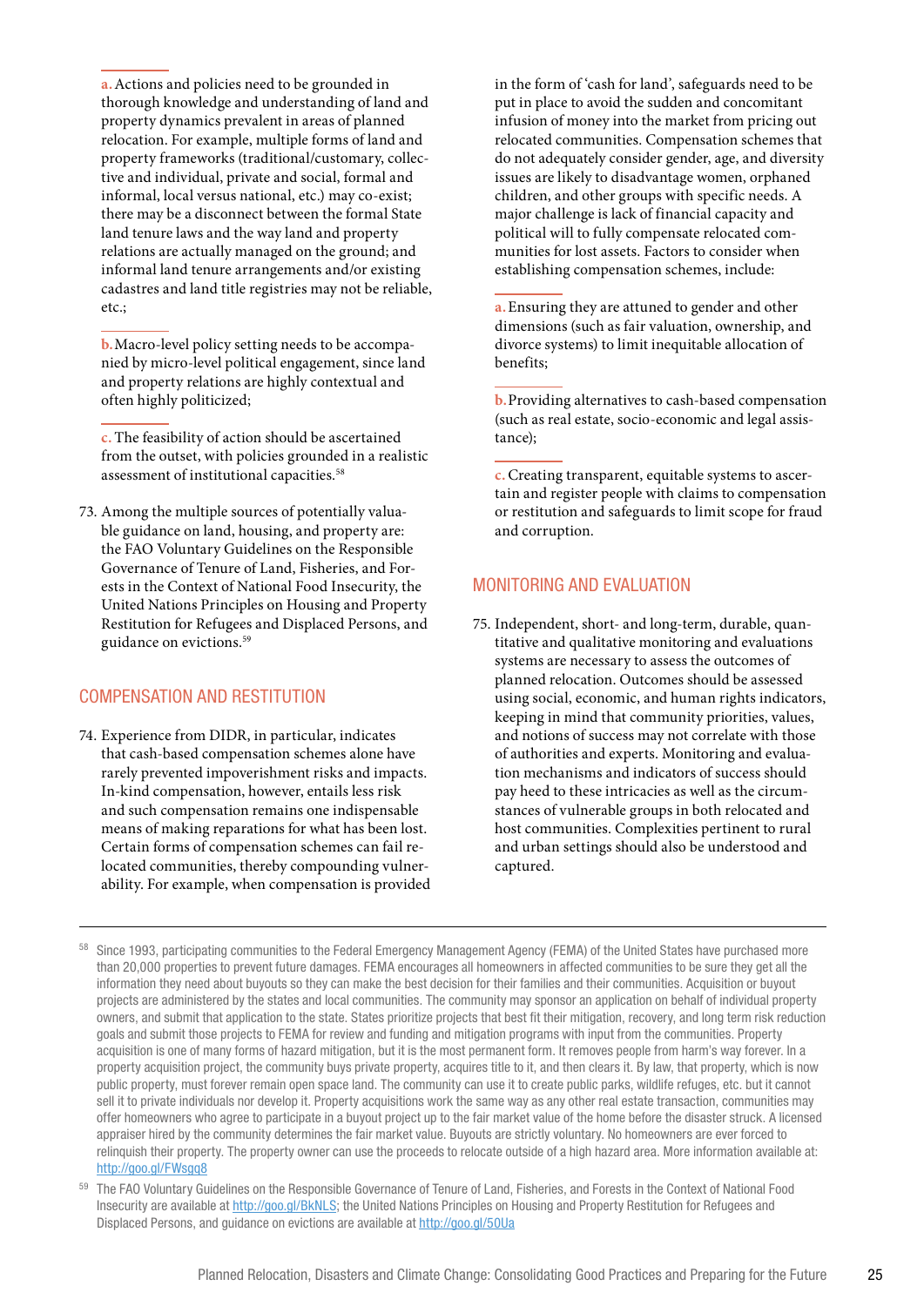a. Actions and policies need to be grounded in thorough knowledge and understanding of land and property dynamics prevalent in areas of planned relocation. For example, multiple forms of land and property frameworks (traditional/customary, collective and individual, private and social, formal and informal, local versus national, etc.) may co-exist; there may be a disconnect between the formal State land tenure laws and the way land and property relations are actually managed on the ground; and informal land tenure arrangements and/or existing cadastres and land title registries may not be reliable, etc.;

b. Macro-level policy setting needs to be accompanied by micro-level political engagement, since land and property relations are highly contextual and often highly politicized;

c. The feasibility of action should be ascertained from the outset, with policies grounded in a realistic assessment of institutional capacities.[58]

73. Among the multiple sources of potentially valuable guidance on land, housing, and property are: the FAO Voluntary Guidelines on the Responsible Governance of Tenure of Land, Fisheries, and Forests in the Context of National Food Insecurity, the United Nations Principles on Housing and Property Restitution for Refugees and Displaced Persons, and guidance on evictions.[59]

## COMPENSATION AND RESTITUTION

74. Experience from DIDR, in particular, indicates that cash-based compensation schemes alone have rarely prevented impoverishment risks and impacts. In-kind compensation, however, entails less risk and such compensation remains one indispensable means of making reparations for what has been lost. Certain forms of compensation schemes can fail relocated communities, thereby compounding vulnerability. For example, when compensation is provided in the form of 'cash for land', safeguards need to be put in place to avoid the sudden and concomitant infusion of money into the market from pricing out relocated communities. Compensation schemes that do not adequately consider gender, age, and diversity issues are likely to disadvantage women, orphaned children, and other groups with specific needs. A major challenge is lack of financial capacity and political will to fully compensate relocated communities for lost assets. Factors to consider when establishing compensation schemes, include:

a. Ensuring they are attuned to gender and other dimensions (such as fair valuation, ownership, and divorce systems) to limit inequitable allocation of benefits;

b. Providing alternatives to cash-based compensation (such as real estate, socio-economic and legal assistance);

c. Creating transparent, equitable systems to ascertain and register people with claims to compensation or restitution and safeguards to limit scope for fraud and corruption.

## MONITORING AND EVALUATION

75. Independent, short- and long-term, durable, quantitative and qualitative monitoring and evaluations systems are necessary to assess the outcomes of planned relocation. Outcomes should be assessed using social, economic, and human rights indicators, keeping in mind that community priorities, values, and notions of success may not correlate with those of authorities and experts. Monitoring and evaluation mechanisms and indicators of success should pay heed to these intricacies as well as the circumstances of vulnerable groups in both relocated and host communities. Complexities pertinent to rural and urban settings should also be understood and captured.

---

[58] Since 1993, participating communities to the Federal Emergency Management Agency (FEMA) of the United States have purchased more than 20,000 properties to prevent future damages. FEMA encourages all homeowners in affected communities to be sure they get all the information they need about buyouts so they can make the best decision for their families and their communities. Acquisition or buyout projects are administered by the states and local communities. The community may sponsor an application on behalf of individual property owners, and submit that application to the state. States prioritize projects that best fit their mitigation, recovery, and long term risk reduction goals and submit those projects to FEMA for review and funding and mitigation programs with input from the communities. Property acquisition is one of many forms of hazard mitigation, but it is the most permanent form. It removes people from harm's way forever. In a property acquisition project, the community buys private property, acquires title to it, and then clears it. By law, that property, which is now public property, must forever remain open space land. The community can use it to create public parks, wildlife refuges, etc. but it cannot sell it to private individuals nor develop it. Property acquisitions work the same way as any other real estate transaction, communities may offer homeowners who agree to participate in a buyout project up to the fair market value of the home before the disaster struck. A licensed appraiser hired by the community determines the fair market value. Buyouts are strictly voluntary. No homeowners are ever forced to relinquish their property. The property owner can use the proceeds to relocate outside of a high hazard area. More information available at: http://goo.gl/FWsgg8

[59] The FAO Voluntary Guidelines on the Responsible Governance of Tenure of Land, Fisheries, and Forests in the Context of National Food Insecurity are available at http://goo.gl/BkNLS; the United Nations Principles on Housing and Property Restitution for Refugees and Displaced Persons, and guidance on evictions are available at http://goo.gl/50Ua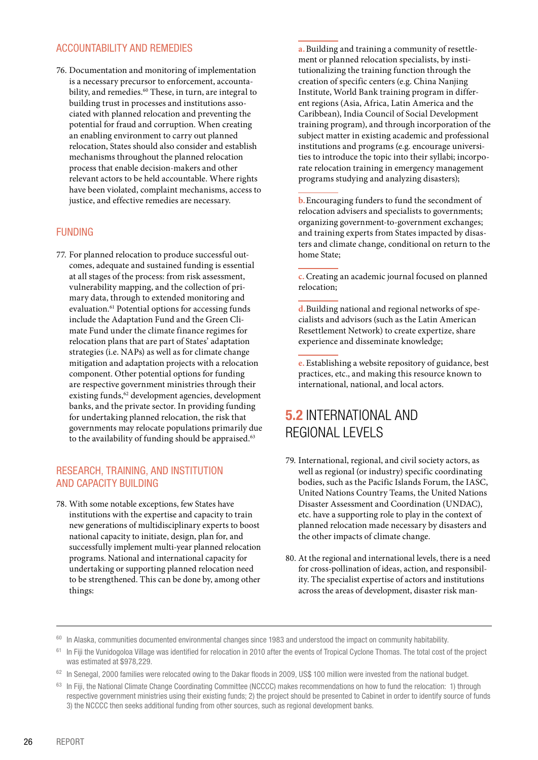### ACCOUNTABILITY AND REMEDIES

76. Documentation and monitoring of implementation is a necessary precursor to enforcement, accountability, and remedies.[60] These, in turn, are integral to building trust in processes and institutions associated with planned relocation and preventing the potential for fraud and corruption. When creating an enabling environment to carry out planned relocation, States should also consider and establish mechanisms throughout the planned relocation process that enable decision-makers and other relevant actors to be held accountable. Where rights have been violated, complaint mechanisms, access to justice, and effective remedies are necessary.

### FUNDING

77. For planned relocation to produce successful outcomes, adequate and sustained funding is essential at all stages of the process: from risk assessment, vulnerability mapping, and the collection of primary data, through to extended monitoring and evaluation.[61] Potential options for accessing funds include the Adaptation Fund and the Green Climate Fund under the climate finance regimes for relocation plans that are part of States' adaptation strategies (i.e. NAPs) as well as for climate change mitigation and adaptation projects with a relocation component. Other potential options for funding are respective government ministries through their existing funds,[62] development agencies, development banks, and the private sector. In providing funding for undertaking planned relocation, the risk that governments may relocate populations primarily due to the availability of funding should be appraised.[63]

### RESEARCH, TRAINING, AND INSTITUTION AND CAPACITY BUILDING

78. With some notable exceptions, few States have institutions with the expertise and capacity to train new generations of multidisciplinary experts to boost national capacity to initiate, design, plan for, and successfully implement multi-year planned relocation programs. National and international capacity for undertaking or supporting planned relocation need to be strengthened. This can be done by, among other things:

   a. Building and training a community of resettlement or planned relocation specialists, by institutionalizing the training function through the creation of specific centers (e.g. China Nanjing Institute, World Bank training program in different regions (Asia, Africa, Latin America and the Caribbean), India Council of Social Development training program), and through incorporation of the subject matter in existing academic and professional institutions and programs (e.g. encourage universities to introduce the topic into their syllabi; incorporate relocation training in emergency management programs studying and analyzing disasters);

   b. Encouraging funders to fund the secondment of relocation advisers and specialists to governments; organizing government-to-government exchanges; and training experts from States impacted by disasters and climate change, conditional on return to the home State;

   c. Creating an academic journal focused on planned relocation;

   d. Building national and regional networks of specialists and advisors (such as the Latin American Resettlement Network) to create expertize, share experience and disseminate knowledge;

   e. Establishing a website repository of guidance, best practices, etc., and making this resource known to international, national, and local actors.

## 5.2 INTERNATIONAL AND REGIONAL LEVELS

79. International, regional, and civil society actors, as well as regional (or industry) specific coordinating bodies, such as the Pacific Islands Forum, the IASC, United Nations Country Teams, the United Nations Disaster Assessment and Coordination (UNDAC), etc. have a supporting role to play in the context of planned relocation made necessary by disasters and the other impacts of climate change.

80. At the regional and international levels, there is a need for cross-pollination of ideas, action, and responsibility. The specialist expertise of actors and institutions across the areas of development, disaster risk man-

---

[60] In Alaska, communities documented environmental changes since 1983 and understood the impact on community habitability.

[61] In Fiji the Vunidogoloa Village was identified for relocation in 2010 after the events of Tropical Cyclone Thomas. The total cost of the project was estimated at $978,229.

[62] In Senegal, 2000 families were relocated owing to the Dakar floods in 2009, US$ 100 million were invested from the national budget.

[63] In Fiji, the National Climate Change Coordinating Committee (NCCCC) makes recommendations on how to fund the relocation: 1) through respective government ministries using their existing funds; 2) the project should be presented to Cabinet in order to identify source of funds 3) the NCCCC then seeks additional funding from other sources, such as regional development banks.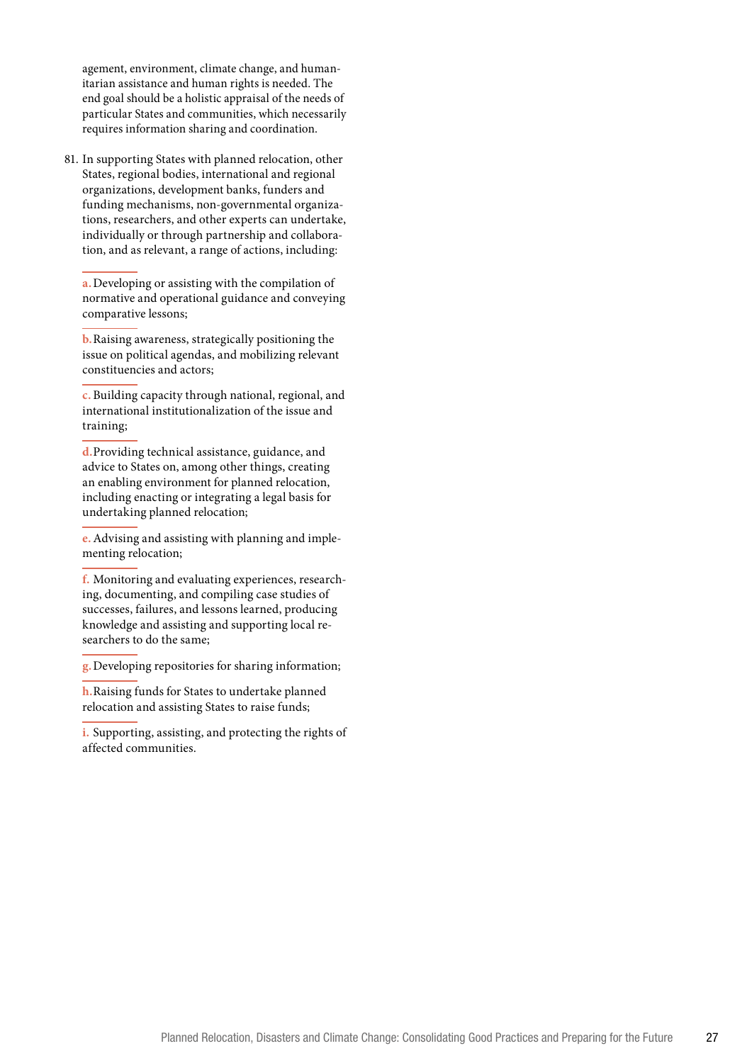agement, environment, climate change, and humanitarian assistance and human rights is needed. The end goal should be a holistic appraisal of the needs of particular States and communities, which necessarily requires information sharing and coordination.

81. In supporting States with planned relocation, other States, regional bodies, international and regional organizations, development banks, funders and funding mechanisms, non-governmental organizations, researchers, and other experts can undertake, individually or through partnership and collaboration, and as relevant, a range of actions, including:

    a. Developing or assisting with the compilation of normative and operational guidance and conveying comparative lessons;

    b. Raising awareness, strategically positioning the issue on political agendas, and mobilizing relevant constituencies and actors;

    c. Building capacity through national, regional, and international institutionalization of the issue and training;

    d. Providing technical assistance, guidance, and advice to States on, among other things, creating an enabling environment for planned relocation, including enacting or integrating a legal basis for undertaking planned relocation;

    e. Advising and assisting with planning and implementing relocation;

    f. Monitoring and evaluating experiences, researching, documenting, and compiling case studies of successes, failures, and lessons learned, producing knowledge and assisting and supporting local researchers to do the same;

    g. Developing repositories for sharing information;

    h. Raising funds for States to undertake planned relocation and assisting States to raise funds;

    i. Supporting, assisting, and protecting the rights of affected communities.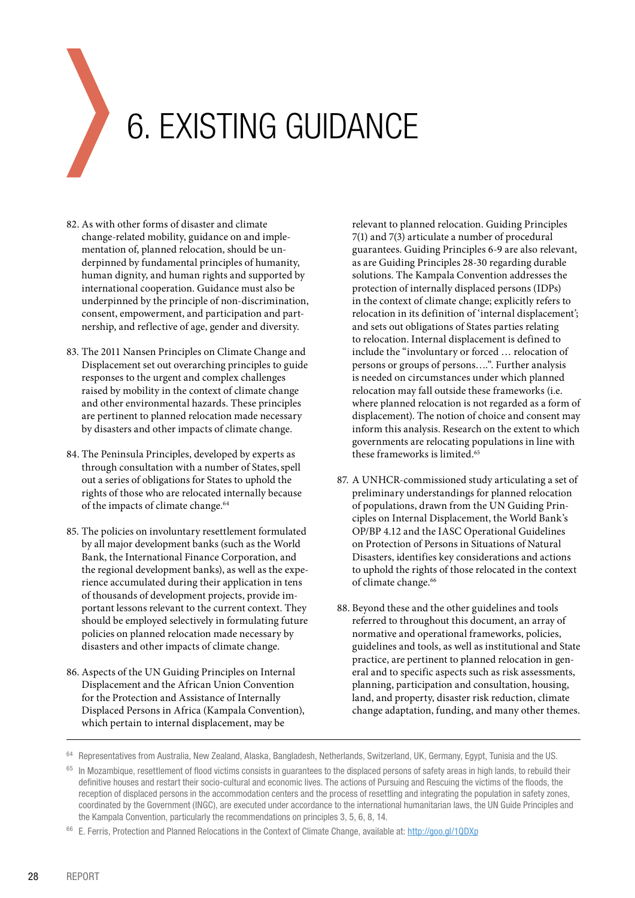# 6. EXISTING GUIDANCE

82. As with other forms of disaster and climate change-related mobility, guidance on and implementation of, planned relocation, should be underpinned by fundamental principles of humanity, human dignity, and human rights and supported by international cooperation. Guidance must also be underpinned by the principle of non-discrimination, consent, empowerment, and participation and partnership, and reflective of age, gender and diversity.

83. The 2011 Nansen Principles on Climate Change and Displacement set out overarching principles to guide responses to the urgent and complex challenges raised by mobility in the context of climate change and other environmental hazards. These principles are pertinent to planned relocation made necessary by disasters and other impacts of climate change.

84. The Peninsula Principles, developed by experts as through consultation with a number of States, spell out a series of obligations for States to uphold the rights of those who are relocated internally because of the impacts of climate change.[64]

85. The policies on involuntary resettlement formulated by all major development banks (such as the World Bank, the International Finance Corporation, and the regional development banks), as well as the experience accumulated during their application in tens of thousands of development projects, provide important lessons relevant to the current context. They should be employed selectively in formulating future policies on planned relocation made necessary by disasters and other impacts of climate change.

86. Aspects of the UN Guiding Principles on Internal Displacement and the African Union Convention for the Protection and Assistance of Internally Displaced Persons in Africa (Kampala Convention), which pertain to internal displacement, may be relevant to planned relocation. Guiding Principles 7(1) and 7(3) articulate a number of procedural guarantees. Guiding Principles 6-9 are also relevant, as are Guiding Principles 28-30 regarding durable solutions. The Kampala Convention addresses the protection of internally displaced persons (IDPs) in the context of climate change; explicitly refers to relocation in its definition of 'internal displacement'; and sets out obligations of States parties relating to relocation. Internal displacement is defined to include the "involuntary or forced … relocation of persons or groups of persons….". Further analysis is needed on circumstances under which planned relocation may fall outside these frameworks (i.e. where planned relocation is not regarded as a form of displacement). The notion of choice and consent may inform this analysis. Research on the extent to which governments are relocating populations in line with these frameworks is limited.[65]

87. A UNHCR-commissioned study articulating a set of preliminary understandings for planned relocation of populations, drawn from the UN Guiding Principles on Internal Displacement, the World Bank's OP/BP 4.12 and the IASC Operational Guidelines on Protection of Persons in Situations of Natural Disasters, identifies key considerations and actions to uphold the rights of those relocated in the context of climate change.[66]

88. Beyond these and the other guidelines and tools referred to throughout this document, an array of normative and operational frameworks, policies, guidelines and tools, as well as institutional and State practice, are pertinent to planned relocation in general and to specific aspects such as risk assessments, planning, participation and consultation, housing, land, and property, disaster risk reduction, climate change adaptation, funding, and many other themes.

---

[64] Representatives from Australia, New Zealand, Alaska, Bangladesh, Netherlands, Switzerland, UK, Germany, Egypt, Tunisia and the US.

[65] In Mozambique, resettlement of flood victims consists in guarantees to the displaced persons of safety areas in high lands, to rebuild their definitive houses and restart their socio-cultural and economic lives. The actions of Pursuing and Rescuing the victims of the floods, the reception of displaced persons in the accommodation centers and the process of resettling and integrating the population in safety zones, coordinated by the Government (INGC), are executed under accordance to the international humanitarian laws, the UN Guide Principles and the Kampala Convention, particularly the recommendations on principles 3, 5, 6, 8, 14.

[66] E. Ferris, Protection and Planned Relocations in the Context of Climate Change, available at: http://goo.gl/1QDXp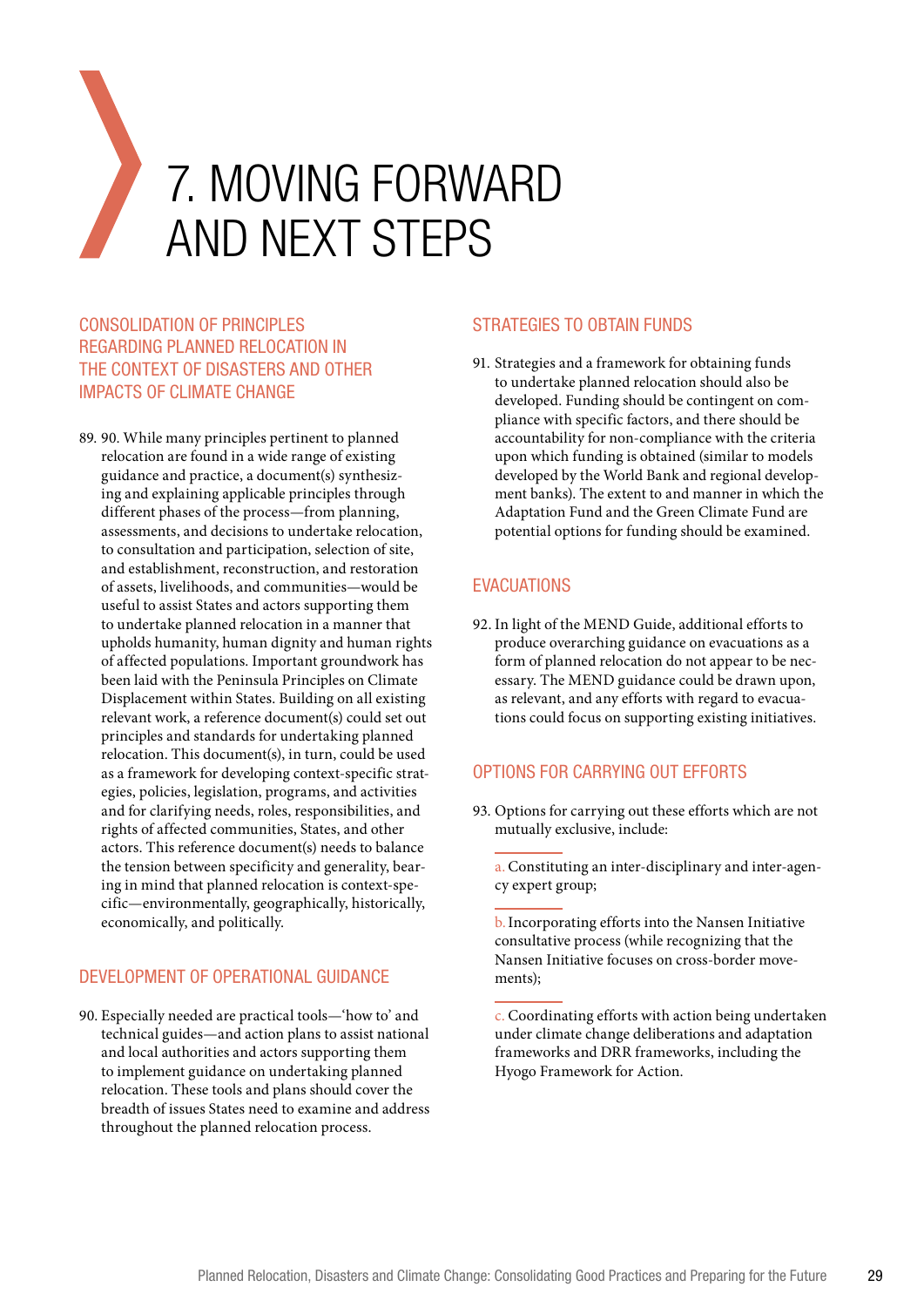# 7. MOVING FORWARD AND NEXT STEPS

## CONSOLIDATION OF PRINCIPLES REGARDING PLANNED RELOCATION IN THE CONTEXT OF DISASTERS AND OTHER IMPACTS OF CLIMATE CHANGE

89. 90. While many principles pertinent to planned relocation are found in a wide range of existing guidance and practice, a document(s) synthesizing and explaining applicable principles through different phases of the process—from planning, assessments, and decisions to undertake relocation, to consultation and participation, selection of site, and establishment, reconstruction, and restoration of assets, livelihoods, and communities—would be useful to assist States and actors supporting them to undertake planned relocation in a manner that upholds humanity, human dignity and human rights of affected populations. Important groundwork has been laid with the Peninsula Principles on Climate Displacement within States. Building on all existing relevant work, a reference document(s) could set out principles and standards for undertaking planned relocation. This document(s), in turn, could be used as a framework for developing context-specific strategies, policies, legislation, programs, and activities and for clarifying needs, roles, responsibilities, and rights of affected communities, States, and other actors. This reference document(s) needs to balance the tension between specificity and generality, bearing in mind that planned relocation is context-specific—environmentally, geographically, historically, economically, and politically.

## DEVELOPMENT OF OPERATIONAL GUIDANCE

90. Especially needed are practical tools—'how to' and technical guides—and action plans to assist national and local authorities and actors supporting them to implement guidance on undertaking planned relocation. These tools and plans should cover the breadth of issues States need to examine and address throughout the planned relocation process.

## STRATEGIES TO OBTAIN FUNDS

91. Strategies and a framework for obtaining funds to undertake planned relocation should also be developed. Funding should be contingent on compliance with specific factors, and there should be accountability for non-compliance with the criteria upon which funding is obtained (similar to models developed by the World Bank and regional development banks). The extent to and manner in which the Adaptation Fund and the Green Climate Fund are potential options for funding should be examined.

## EVACUATIONS

92. In light of the MEND Guide, additional efforts to produce overarching guidance on evacuations as a form of planned relocation do not appear to be necessary. The MEND guidance could be drawn upon, as relevant, and any efforts with regard to evacuations could focus on supporting existing initiatives.

## OPTIONS FOR CARRYING OUT EFFORTS

93. Options for carrying out these efforts which are not mutually exclusive, include:

   a. Constituting an inter-disciplinary and inter-agency expert group;

   b. Incorporating efforts into the Nansen Initiative consultative process (while recognizing that the Nansen Initiative focuses on cross-border movements);

   c. Coordinating efforts with action being undertaken under climate change deliberations and adaptation frameworks and DRR frameworks, including the Hyogo Framework for Action.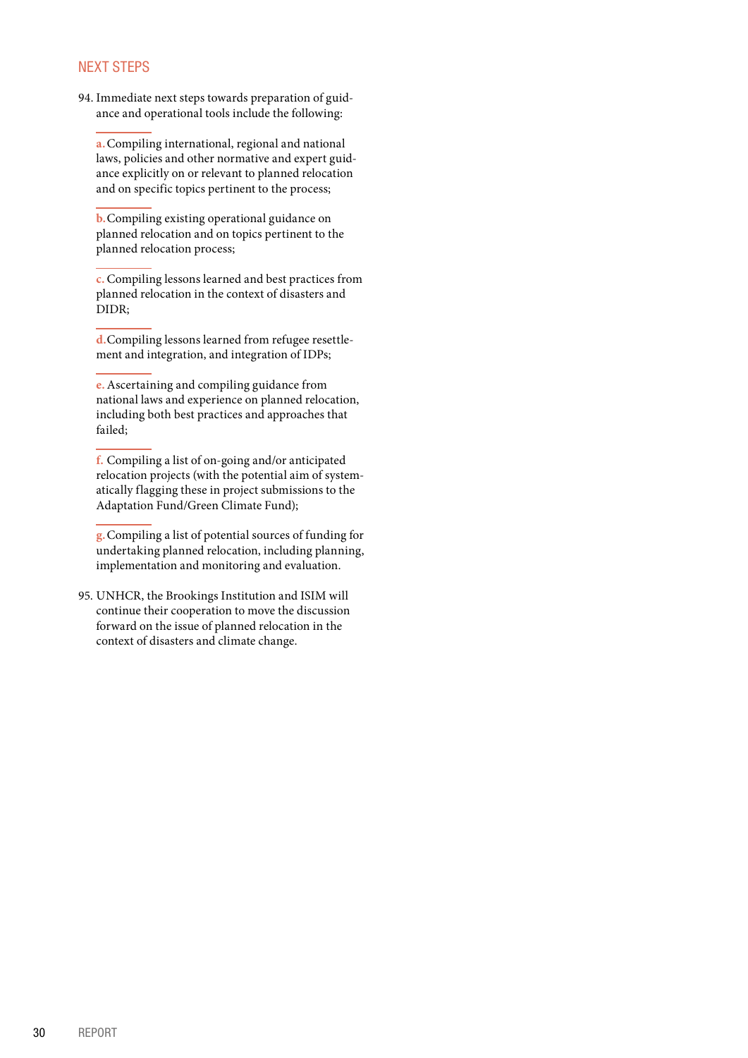## NEXT STEPS

94. Immediate next steps towards preparation of guidance and operational tools include the following:

    a. Compiling international, regional and national laws, policies and other normative and expert guidance explicitly on or relevant to planned relocation and on specific topics pertinent to the process;

    b. Compiling existing operational guidance on planned relocation and on topics pertinent to the planned relocation process;

    c. Compiling lessons learned and best practices from planned relocation in the context of disasters and DIDR;

    d. Compiling lessons learned from refugee resettlement and integration, and integration of IDPs;

    e. Ascertaining and compiling guidance from national laws and experience on planned relocation, including both best practices and approaches that failed;

    f. Compiling a list of on-going and/or anticipated relocation projects (with the potential aim of systematically flagging these in project submissions to the Adaptation Fund/Green Climate Fund);

    g. Compiling a list of potential sources of funding for undertaking planned relocation, including planning, implementation and monitoring and evaluation.

95. UNHCR, the Brookings Institution and ISIM will continue their cooperation to move the discussion forward on the issue of planned relocation in the context of disasters and climate change.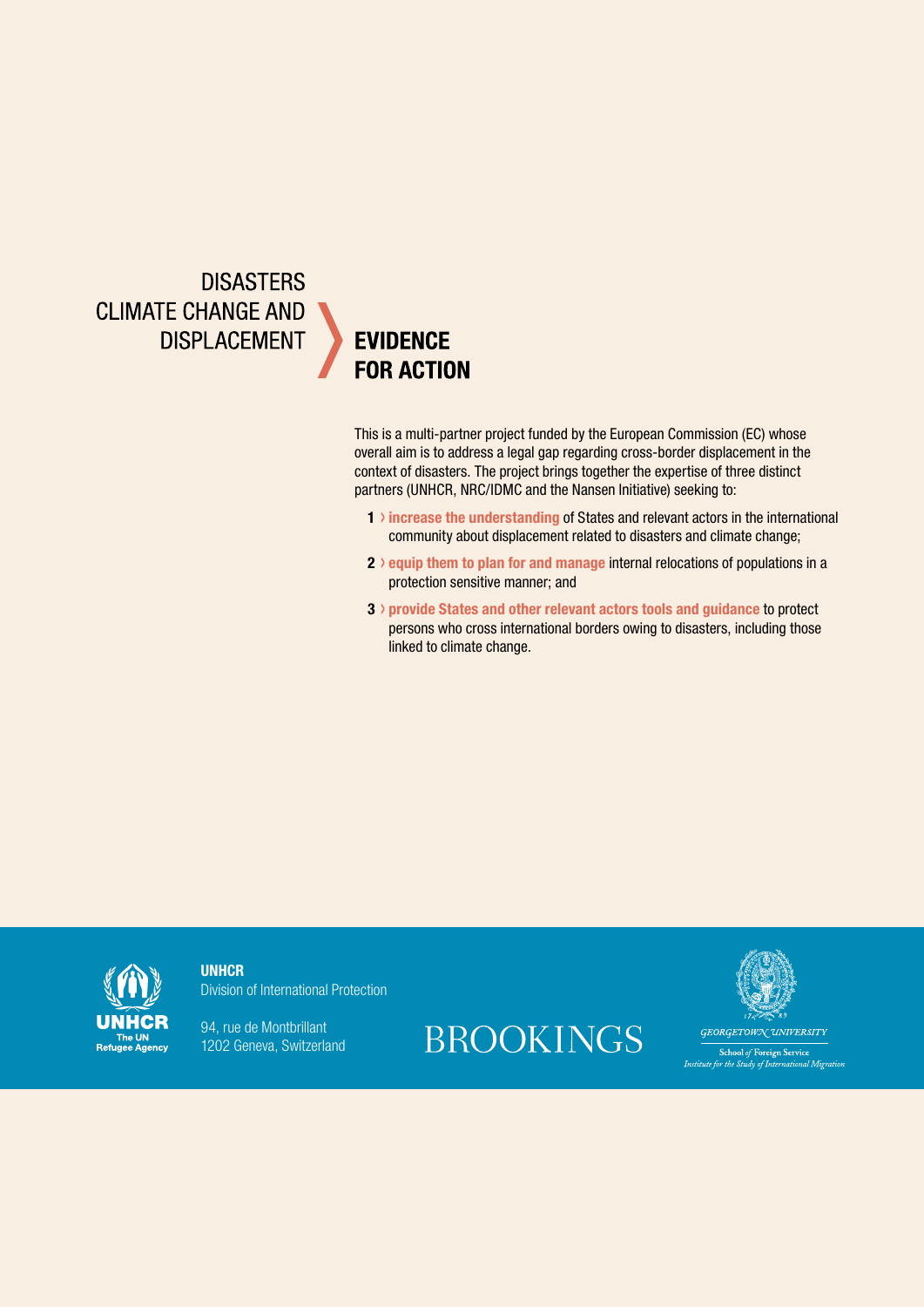DISASTERS
CLIMATE CHANGE AND
DISPLACEMENT

**EVIDENCE FOR ACTION**

This is a multi-partner project funded by the European Commission (EC) whose overall aim is to address a legal gap regarding cross-border displacement in the context of disasters. The project brings together the expertise of three distinct partners (UNHCR, NRC/IDMC and the Nansen Initiative) seeking to:

1 › **increase the understanding** of States and relevant actors in the international community about displacement related to disasters and climate change;

2 › **equip them to plan for and manage** internal relocations of populations in a protection sensitive manner; and

3 › **provide States and other relevant actors tools and guidance** to protect persons who cross international borders owing to disasters, including those linked to climate change.

UNHCR
The UN
Refugee Agency

**UNHCR**
Division of International Protection

94, rue de Montbrillant
1202 Geneva, Switzerland

BROOKINGS

GEORGETOWN UNIVERSITY
School of Foreign Service
Institute for the Study of International Migration